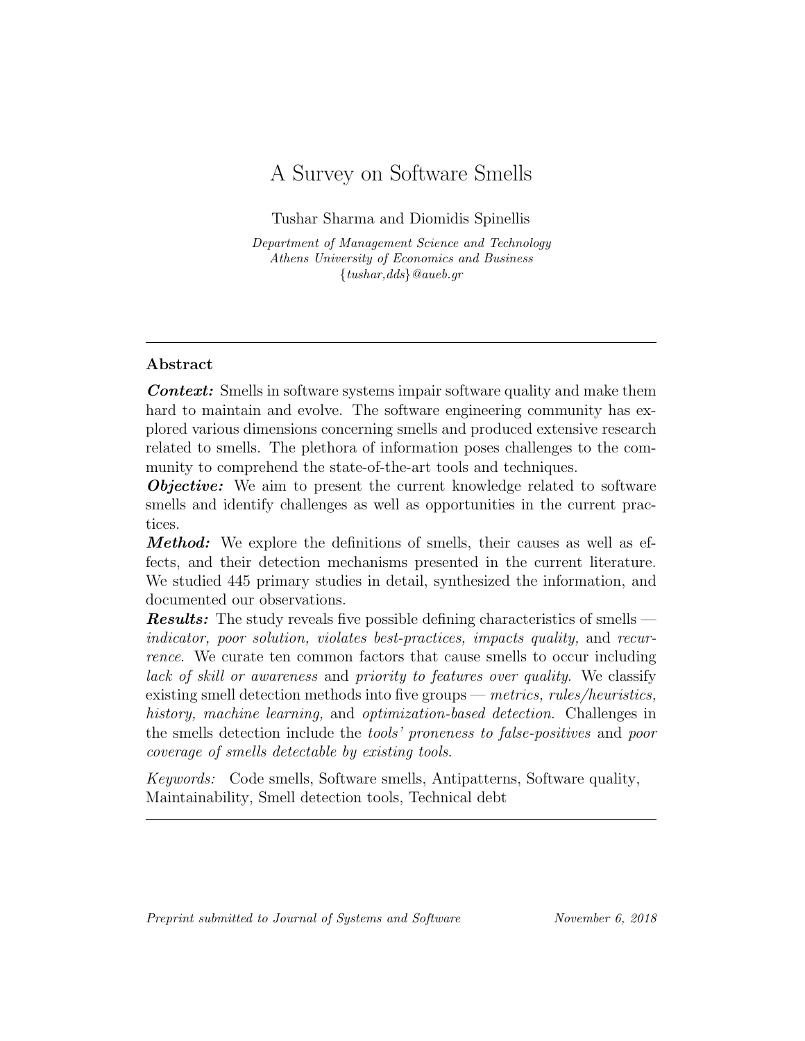# A Survey on Software Smells

Tushar Sharma and Diomidis Spinellis

*Department of Management Science and Technology*
*Athens University of Economics and Business*
*{tushar,dds}@aueb.gr*

---

## Abstract

***Context:*** Smells in software systems impair software quality and make them hard to maintain and evolve. The software engineering community has explored various dimensions concerning smells and produced extensive research related to smells. The plethora of information poses challenges to the community to comprehend the state-of-the-art tools and techniques.

***Objective:*** We aim to present the current knowledge related to software smells and identify challenges as well as opportunities in the current practices.

***Method:*** We explore the definitions of smells, their causes as well as effects, and their detection mechanisms presented in the current literature. We studied 445 primary studies in detail, synthesized the information, and documented our observations.

***Results:*** The study reveals five possible defining characteristics of smells — *indicator, poor solution, violates best-practices, impacts quality,* and *recurrence*. We curate ten common factors that cause smells to occur including *lack of skill or awareness* and *priority to features over quality*. We classify existing smell detection methods into five groups — *metrics, rules/heuristics, history, machine learning,* and *optimization-based detection*. Challenges in the smells detection include the *tools' proneness to false-positives* and *poor coverage of smells detectable by existing tools*.

*Keywords:* Code smells, Software smells, Antipatterns, Software quality, Maintainability, Smell detection tools, Technical debt

---

*Preprint submitted to Journal of Systems and Software* *November 6, 2018*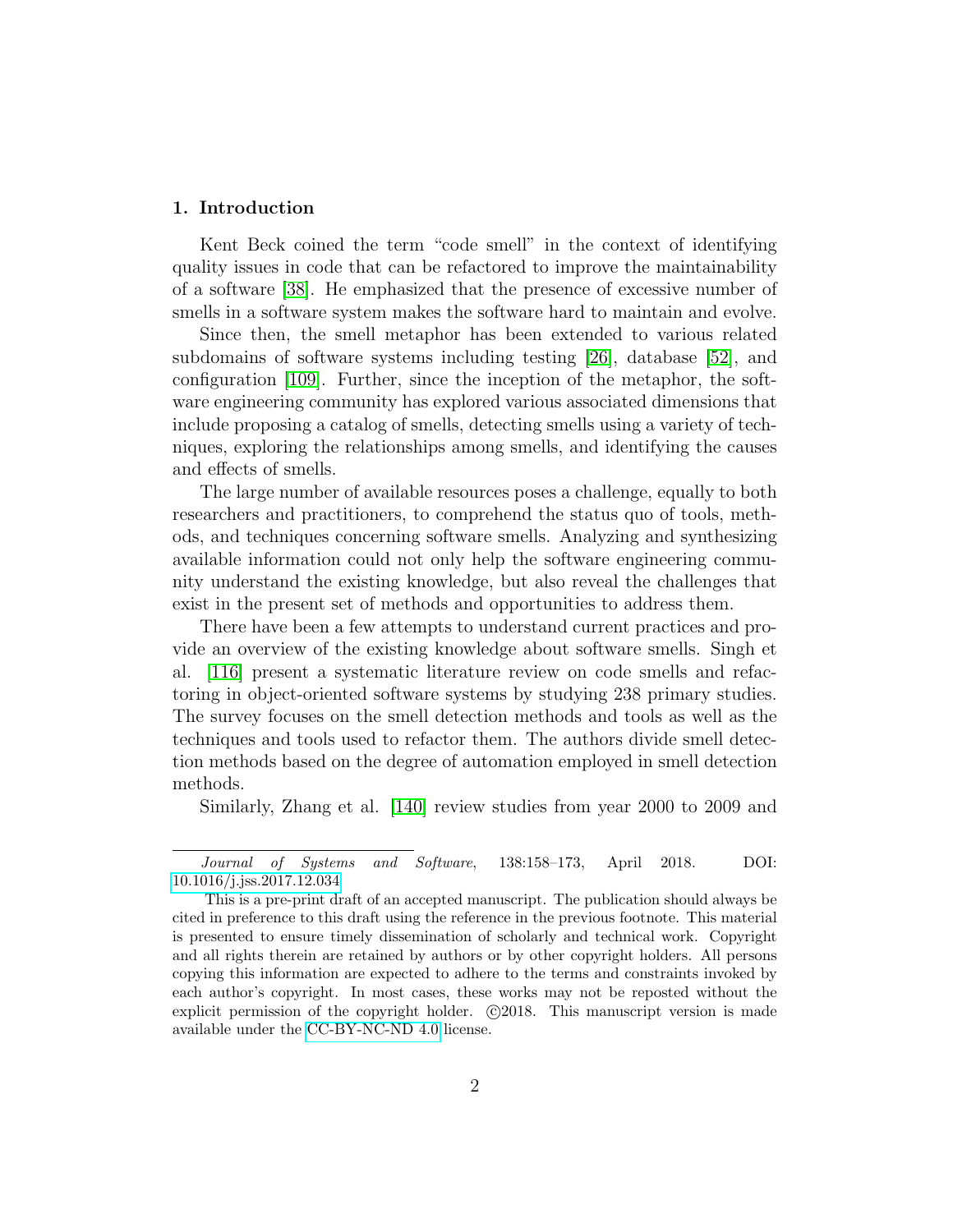## 1. Introduction

Kent Beck coined the term "code smell" in the context of identifying quality issues in code that can be refactored to improve the maintainability of a software [38]. He emphasized that the presence of excessive number of smells in a software system makes the software hard to maintain and evolve.

Since then, the smell metaphor has been extended to various related subdomains of software systems including testing [26], database [52], and configuration [109]. Further, since the inception of the metaphor, the software engineering community has explored various associated dimensions that include proposing a catalog of smells, detecting smells using a variety of techniques, exploring the relationships among smells, and identifying the causes and effects of smells.

The large number of available resources poses a challenge, equally to both researchers and practitioners, to comprehend the status quo of tools, methods, and techniques concerning software smells. Analyzing and synthesizing available information could not only help the software engineering community understand the existing knowledge, but also reveal the challenges that exist in the present set of methods and opportunities to address them.

There have been a few attempts to understand current practices and provide an overview of the existing knowledge about software smells. Singh et al. [116] present a systematic literature review on code smells and refactoring in object-oriented software systems by studying 238 primary studies. The survey focuses on the smell detection methods and tools as well as the techniques and tools used to refactor them. The authors divide smell detection methods based on the degree of automation employed in smell detection methods.

Similarly, Zhang et al. [140] review studies from year 2000 to 2009 and

---

*Journal of Systems and Software*, 138:158–173, April 2018. DOI: 10.1016/j.jss.2017.12.034

This is a pre-print draft of an accepted manuscript. The publication should always be cited in preference to this draft using the reference in the previous footnote. This material is presented to ensure timely dissemination of scholarly and technical work. Copyright and all rights therein are retained by authors or by other copyright holders. All persons copying this information are expected to adhere to the terms and constraints invoked by each author's copyright. In most cases, these works may not be reposted without the explicit permission of the copyright holder. ©2018. This manuscript version is made available under the CC-BY-NC-ND 4.0 license.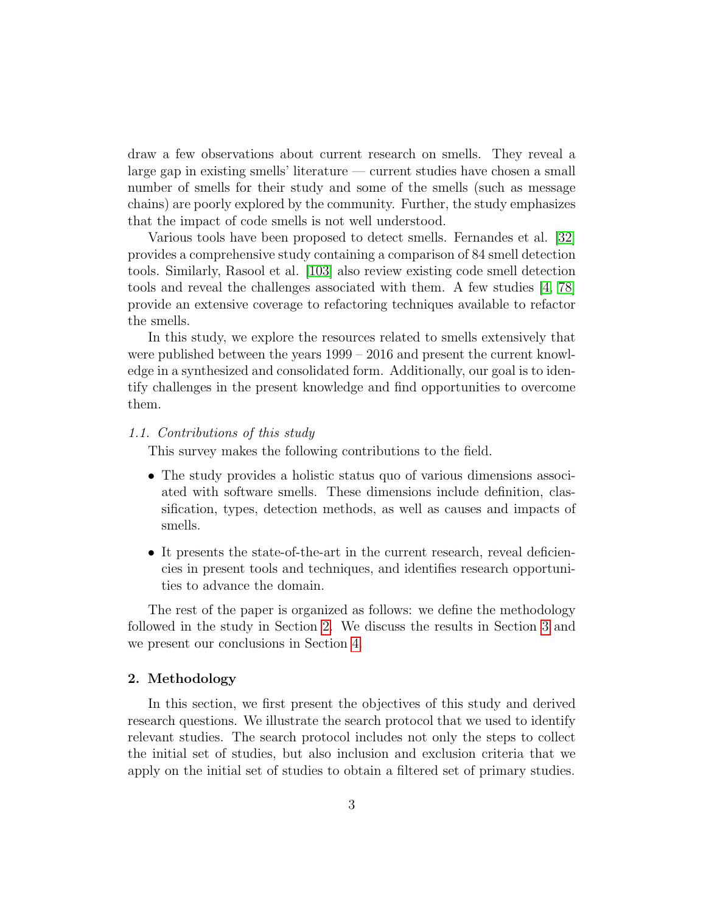draw a few observations about current research on smells. They reveal a large gap in existing smells' literature — current studies have chosen a small number of smells for their study and some of the smells (such as message chains) are poorly explored by the community. Further, the study emphasizes that the impact of code smells is not well understood.

Various tools have been proposed to detect smells. Fernandes et al. [32] provides a comprehensive study containing a comparison of 84 smell detection tools. Similarly, Rasool et al. [103] also review existing code smell detection tools and reveal the challenges associated with them. A few studies [4, 78] provide an extensive coverage to refactoring techniques available to refactor the smells.

In this study, we explore the resources related to smells extensively that were published between the years 1999 – 2016 and present the current knowledge in a synthesized and consolidated form. Additionally, our goal is to identify challenges in the present knowledge and find opportunities to overcome them.

### *1.1. Contributions of this study*

This survey makes the following contributions to the field.

- The study provides a holistic status quo of various dimensions associated with software smells. These dimensions include definition, classification, types, detection methods, as well as causes and impacts of smells.
- It presents the state-of-the-art in the current research, reveal deficiencies in present tools and techniques, and identifies research opportunities to advance the domain.

The rest of the paper is organized as follows: we define the methodology followed in the study in Section 2. We discuss the results in Section 3 and we present our conclusions in Section 4.

## 2. Methodology

In this section, we first present the objectives of this study and derived research questions. We illustrate the search protocol that we used to identify relevant studies. The search protocol includes not only the steps to collect the initial set of studies, but also inclusion and exclusion criteria that we apply on the initial set of studies to obtain a filtered set of primary studies.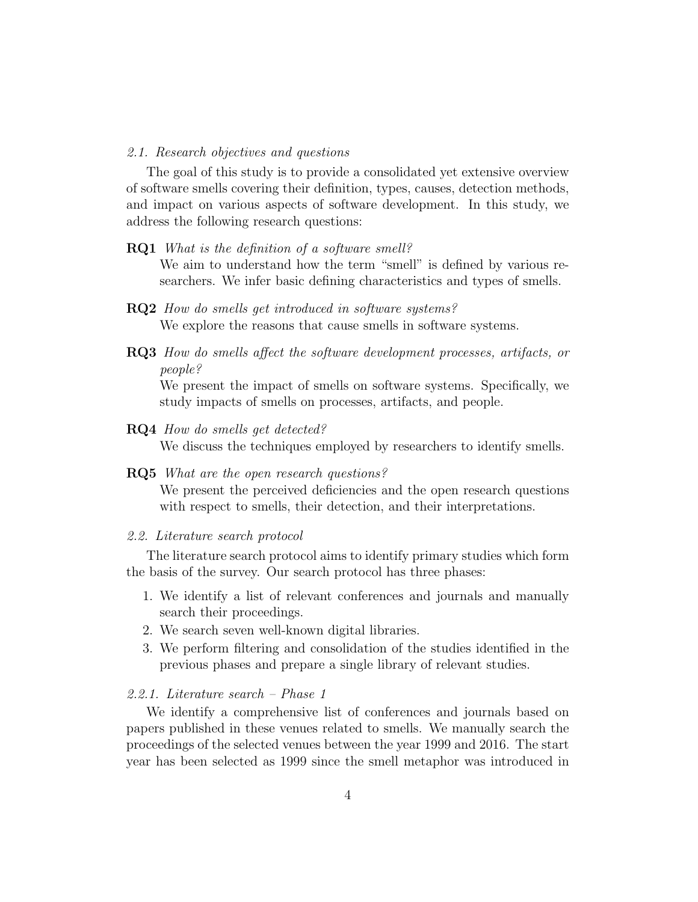### 2.1. Research objectives and questions

The goal of this study is to provide a consolidated yet extensive overview of software smells covering their definition, types, causes, detection methods, and impact on various aspects of software development. In this study, we address the following research questions:

**RQ1** *What is the definition of a software smell?*
We aim to understand how the term "smell" is defined by various researchers. We infer basic defining characteristics and types of smells.

**RQ2** *How do smells get introduced in software systems?*
We explore the reasons that cause smells in software systems.

**RQ3** *How do smells affect the software development processes, artifacts, or people?*
We present the impact of smells on software systems. Specifically, we study impacts of smells on processes, artifacts, and people.

**RQ4** *How do smells get detected?*
We discuss the techniques employed by researchers to identify smells.

**RQ5** *What are the open research questions?*
We present the perceived deficiencies and the open research questions with respect to smells, their detection, and their interpretations.

### 2.2. Literature search protocol

The literature search protocol aims to identify primary studies which form the basis of the survey. Our search protocol has three phases:

1. We identify a list of relevant conferences and journals and manually search their proceedings.
2. We search seven well-known digital libraries.
3. We perform filtering and consolidation of the studies identified in the previous phases and prepare a single library of relevant studies.

#### 2.2.1. Literature search – Phase 1

We identify a comprehensive list of conferences and journals based on papers published in these venues related to smells. We manually search the proceedings of the selected venues between the year 1999 and 2016. The start year has been selected as 1999 since the smell metaphor was introduced in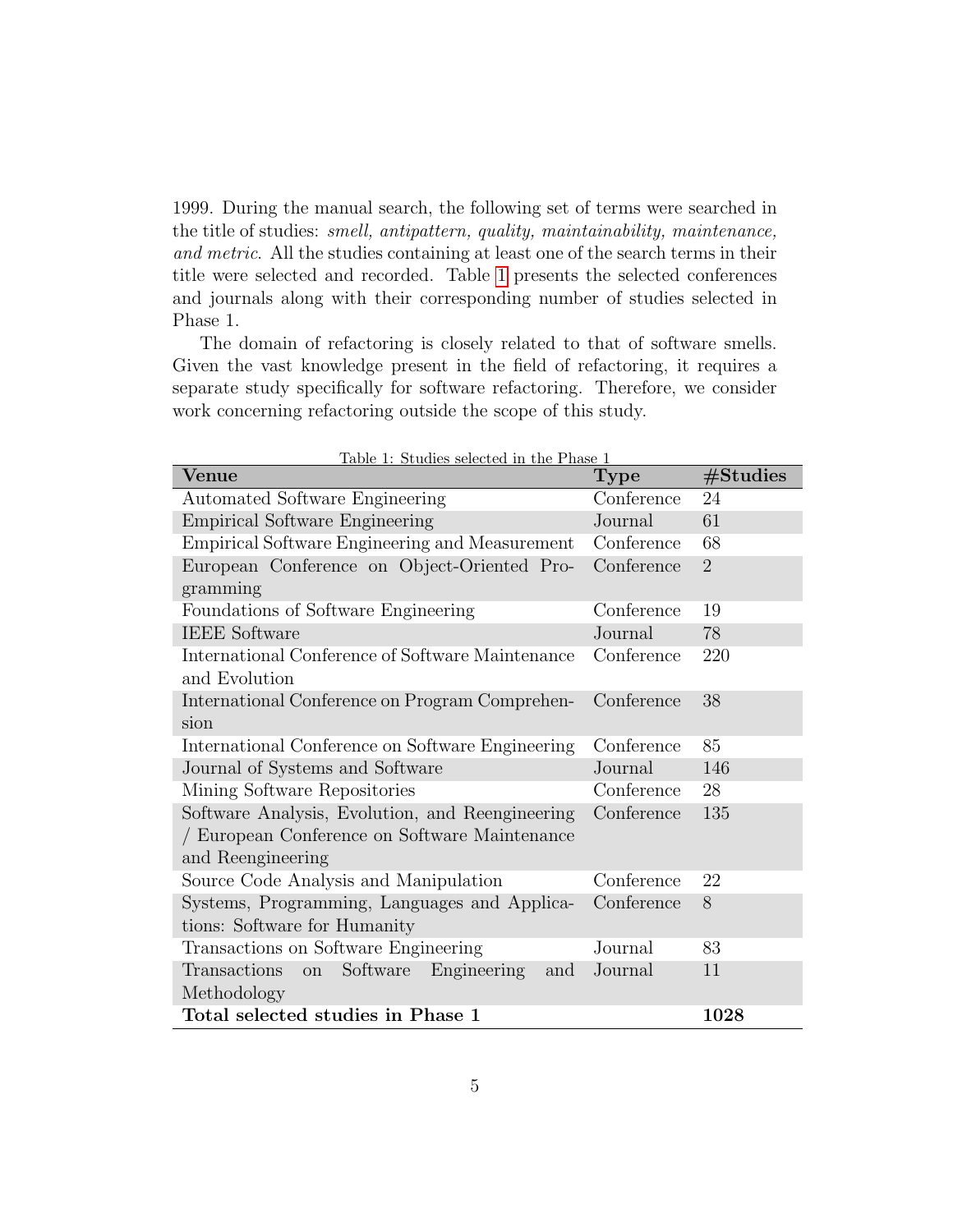1999. During the manual search, the following set of terms were searched in the title of studies: *smell, antipattern, quality, maintainability, maintenance, and metric*. All the studies containing at least one of the search terms in their title were selected and recorded. Table 1 presents the selected conferences and journals along with their corresponding number of studies selected in Phase 1.

The domain of refactoring is closely related to that of software smells. Given the vast knowledge present in the field of refactoring, it requires a separate study specifically for software refactoring. Therefore, we consider work concerning refactoring outside the scope of this study.

Table 1: Studies selected in the Phase 1

| Venue | Type | #Studies |
|---|---|---|
| Automated Software Engineering | Conference | 24 |
| Empirical Software Engineering | Journal | 61 |
| Empirical Software Engineering and Measurement | Conference | 68 |
| European Conference on Object-Oriented Programming | Conference | 2 |
| Foundations of Software Engineering | Conference | 19 |
| IEEE Software | Journal | 78 |
| International Conference of Software Maintenance and Evolution | Conference | 220 |
| International Conference on Program Comprehension | Conference | 38 |
| International Conference on Software Engineering | Conference | 85 |
| Journal of Systems and Software | Journal | 146 |
| Mining Software Repositories | Conference | 28 |
| Software Analysis, Evolution, and Reengineering / European Conference on Software Maintenance and Reengineering | Conference | 135 |
| Source Code Analysis and Manipulation | Conference | 22 |
| Systems, Programming, Languages and Applications: Software for Humanity | Conference | 8 |
| Transactions on Software Engineering | Journal | 83 |
| Transactions on Software Engineering and Methodology | Journal | 11 |
| **Total selected studies in Phase 1** | | **1028** |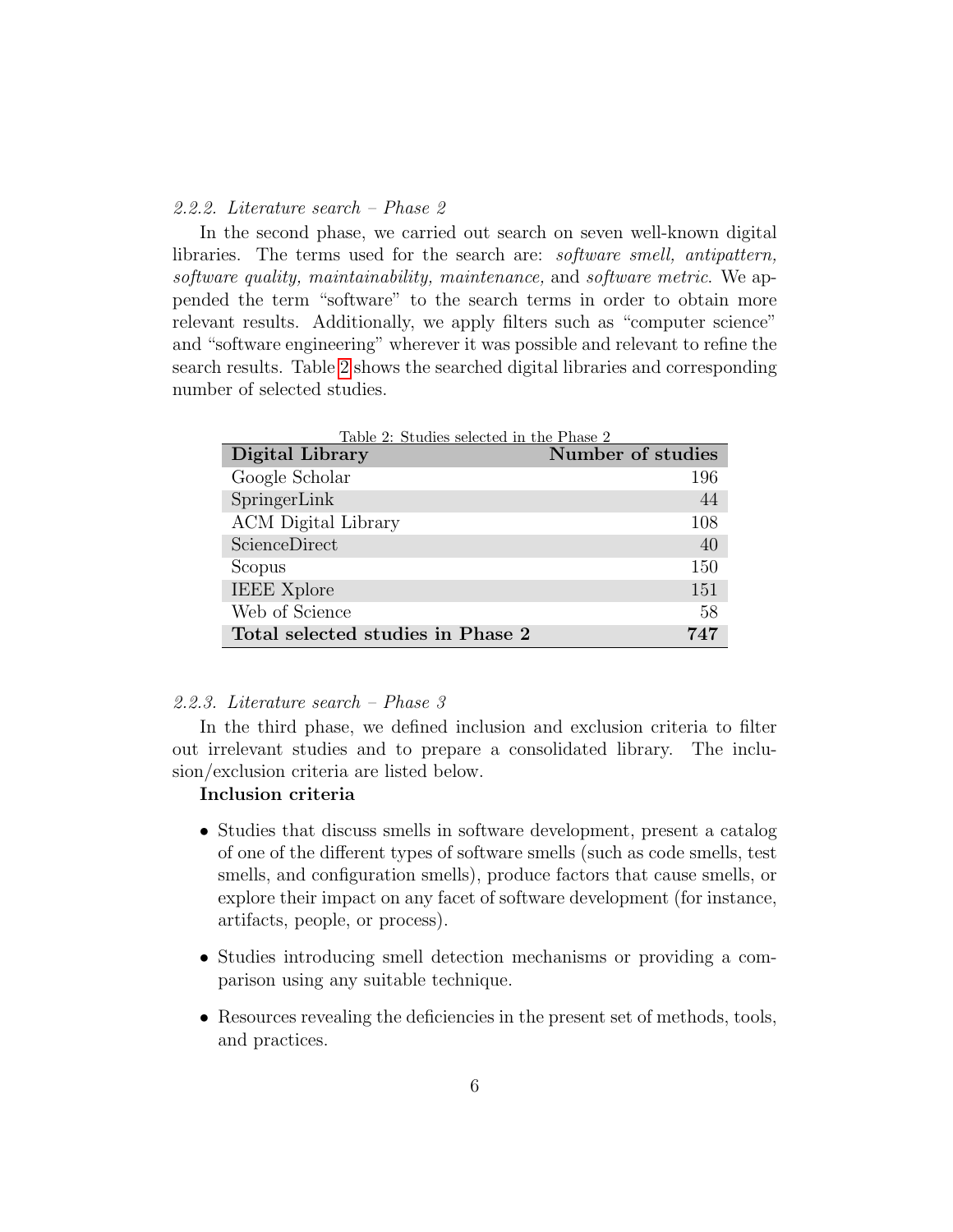#### *2.2.2. Literature search – Phase 2*

In the second phase, we carried out search on seven well-known digital libraries. The terms used for the search are: *software smell, antipattern, software quality, maintainability, maintenance,* and *software metric.* We appended the term "software" to the search terms in order to obtain more relevant results. Additionally, we apply filters such as "computer science" and "software engineering" wherever it was possible and relevant to refine the search results. Table 2 shows the searched digital libraries and corresponding number of selected studies.

Table 2: Studies selected in the Phase 2

| **Digital Library** | **Number of studies** |
|---|---:|
| Google Scholar | 196 |
| SpringerLink | 44 |
| ACM Digital Library | 108 |
| ScienceDirect | 40 |
| Scopus | 150 |
| IEEE Xplore | 151 |
| Web of Science | 58 |
| **Total selected studies in Phase 2** | **747** |

#### *2.2.3. Literature search – Phase 3*

In the third phase, we defined inclusion and exclusion criteria to filter out irrelevant studies and to prepare a consolidated library. The inclusion/exclusion criteria are listed below.

**Inclusion criteria**

- Studies that discuss smells in software development, present a catalog of one of the different types of software smells (such as code smells, test smells, and configuration smells), produce factors that cause smells, or explore their impact on any facet of software development (for instance, artifacts, people, or process).
- Studies introducing smell detection mechanisms or providing a comparison using any suitable technique.
- Resources revealing the deficiencies in the present set of methods, tools, and practices.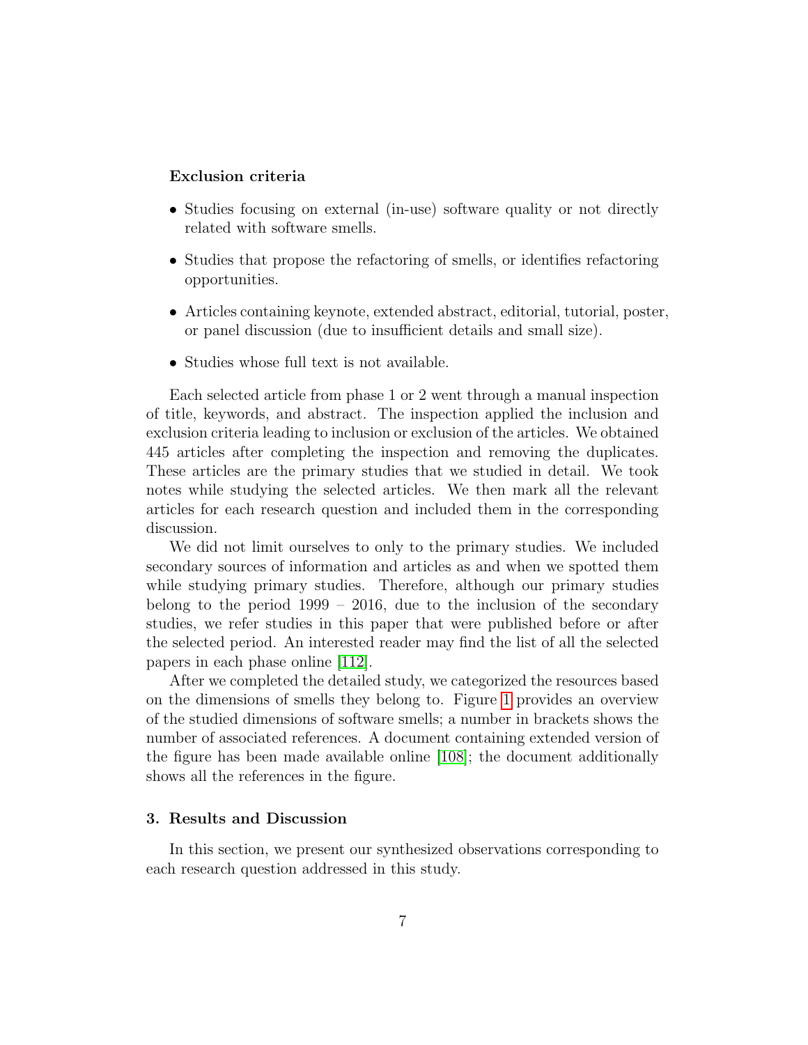**Exclusion criteria**

- Studies focusing on external (in-use) software quality or not directly related with software smells.
- Studies that propose the refactoring of smells, or identifies refactoring opportunities.
- Articles containing keynote, extended abstract, editorial, tutorial, poster, or panel discussion (due to insufficient details and small size).
- Studies whose full text is not available.

Each selected article from phase 1 or 2 went through a manual inspection of title, keywords, and abstract. The inspection applied the inclusion and exclusion criteria leading to inclusion or exclusion of the articles. We obtained 445 articles after completing the inspection and removing the duplicates. These articles are the primary studies that we studied in detail. We took notes while studying the selected articles. We then mark all the relevant articles for each research question and included them in the corresponding discussion.

We did not limit ourselves to only to the primary studies. We included secondary sources of information and articles as and when we spotted them while studying primary studies. Therefore, although our primary studies belong to the period 1999 – 2016, due to the inclusion of the secondary studies, we refer studies in this paper that were published before or after the selected period. An interested reader may find the list of all the selected papers in each phase online [112].

After we completed the detailed study, we categorized the resources based on the dimensions of smells they belong to. Figure 1 provides an overview of the studied dimensions of software smells; a number in brackets shows the number of associated references. A document containing extended version of the figure has been made available online [108]; the document additionally shows all the references in the figure.

## 3. Results and Discussion

In this section, we present our synthesized observations corresponding to each research question addressed in this study.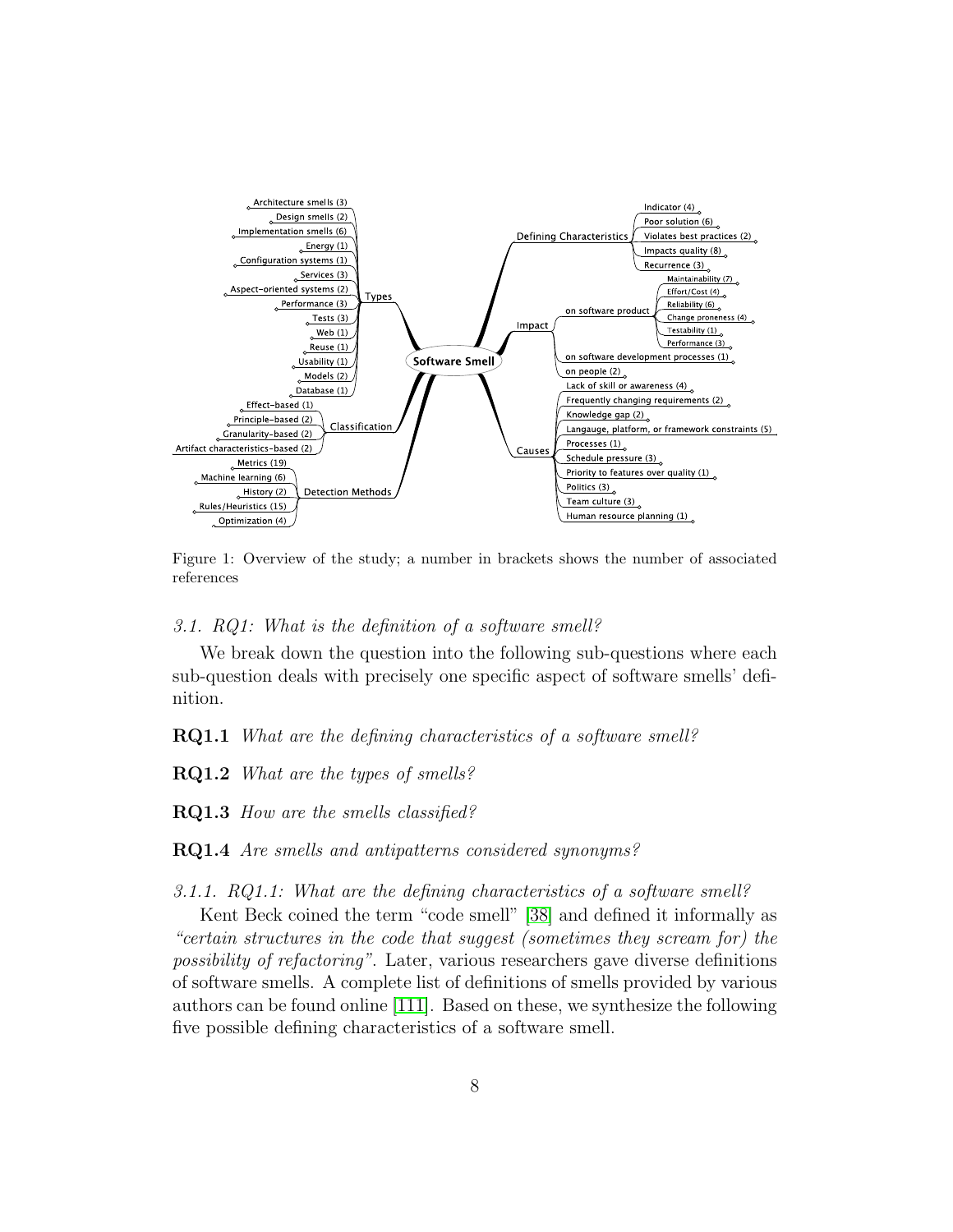Software Smell

Types
Architecture smells (3)
Design smells (2)
Implementation smells (6)
Energy (1)
Configuration systems (1)
Services (3)
Aspect-oriented systems (2)
Performance (3)
Tests (3)
Web (1)
Reuse (1)
Usability (1)
Models (2)
Database (1)

Classification
Effect-based (1)
Principle-based (2)
Granularity-based (2)
Artifact characteristics-based (2)

Detection Methods
Metrics (19)
Machine learning (6)
History (2)
Rules/Heuristics (15)
Optimization (4)

Defining Characteristics
Indicator (4)
Poor solution (6)
Violates best practices (2)
Impacts quality (8)
Recurrence (3)

Impact
on software product
Maintainability (7)
Effort/Cost (4)
Reliability (6)
Change proneness (4)
Testability (1)
Performance (3)
on software development processes (1)
on people (2)

Causes
Lack of skill or awareness (4)
Frequently changing requirements (2)
Knowledge gap (2)
Langauge, platform, or framework constraints (5)
Processes (1)
Schedule pressure (3)
Priority to features over quality (1)
Politics (3)
Team culture (3)
Human resource planning (1)

Figure 1: Overview of the study; a number in brackets shows the number of associated references

### *3.1. RQ1: What is the definition of a software smell?*

We break down the question into the following sub-questions where each sub-question deals with precisely one specific aspect of software smells' definition.

**RQ1.1** *What are the defining characteristics of a software smell?*

**RQ1.2** *What are the types of smells?*

**RQ1.3** *How are the smells classified?*

**RQ1.4** *Are smells and antipatterns considered synonyms?*

#### *3.1.1. RQ1.1: What are the defining characteristics of a software smell?*

Kent Beck coined the term "code smell" [38] and defined it informally as *"certain structures in the code that suggest (sometimes they scream for) the possibility of refactoring"*. Later, various researchers gave diverse definitions of software smells. A complete list of definitions of smells provided by various authors can be found online [111]. Based on these, we synthesize the following five possible defining characteristics of a software smell.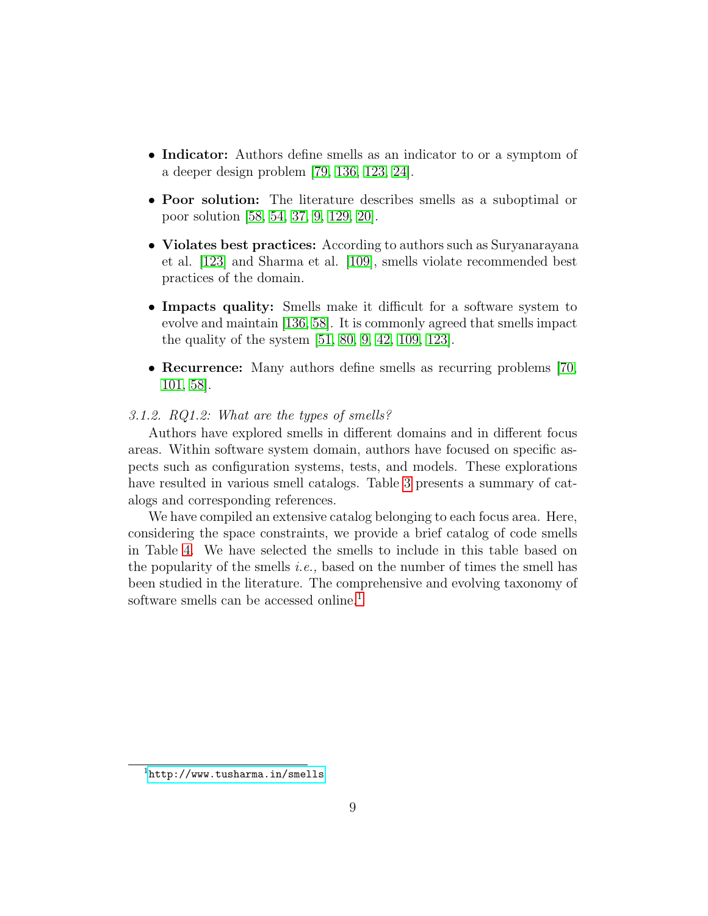- **Indicator:** Authors define smells as an indicator to or a symptom of a deeper design problem [79, 136, 123, 24].
- **Poor solution:** The literature describes smells as a suboptimal or poor solution [58, 54, 37, 9, 129, 20].
- **Violates best practices:** According to authors such as Suryanarayana et al. [123] and Sharma et al. [109], smells violate recommended best practices of the domain.
- **Impacts quality:** Smells make it difficult for a software system to evolve and maintain [136, 58]. It is commonly agreed that smells impact the quality of the system [51, 80, 9, 42, 109, 123].
- **Recurrence:** Many authors define smells as recurring problems [70, 101, 58].

*3.1.2. RQ1.2: What are the types of smells?*

Authors have explored smells in different domains and in different focus areas. Within software system domain, authors have focused on specific aspects such as configuration systems, tests, and models. These explorations have resulted in various smell catalogs. Table 3 presents a summary of catalogs and corresponding references.

We have compiled an extensive catalog belonging to each focus area. Here, considering the space constraints, we provide a brief catalog of code smells in Table 4. We have selected the smells to include in this table based on the popularity of the smells *i.e.,* based on the number of times the smell has been studied in the literature. The comprehensive and evolving taxonomy of software smells can be accessed online.[1]

[1] http://www.tusharma.in/smells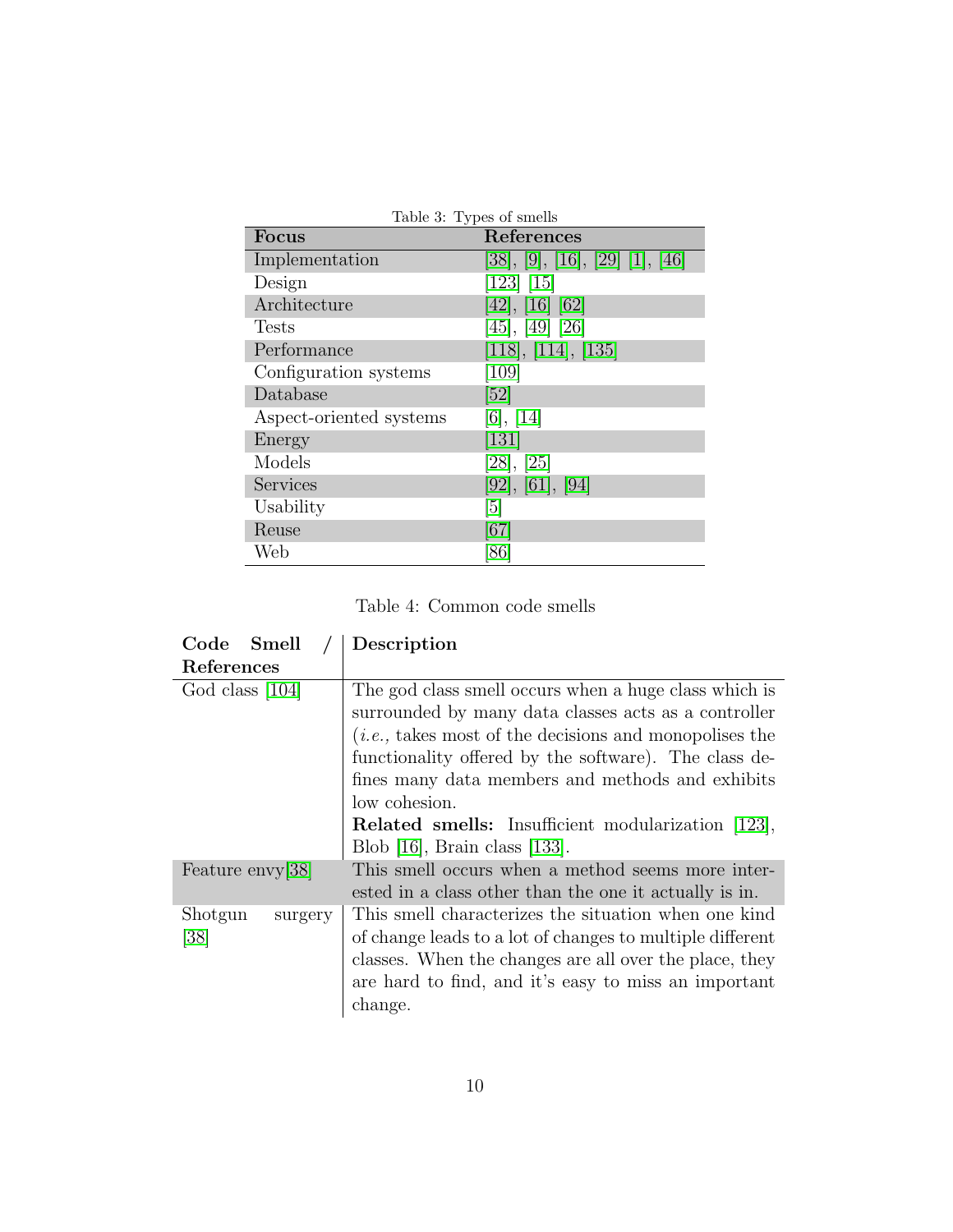Table 3: Types of smells

| Focus | References |
|---|---|
| Implementation | [38], [9], [16], [29] [1], [46] |
| Design | [123] [15] |
| Architecture | [42], [16] [62] |
| Tests | [45], [49] [26] |
| Performance | [118], [114], [135] |
| Configuration systems | [109] |
| Database | [52] |
| Aspect-oriented systems | [6], [14] |
| Energy | [131] |
| Models | [28], [25] |
| Services | [92], [61], [94] |
| Usability | [5] |
| Reuse | [67] |
| Web | [86] |

Table 4: Common code smells

| Code Smell / References | Description |
|---|---|
| God class [104] | The god class smell occurs when a huge class which is surrounded by many data classes acts as a controller (*i.e.,* takes most of the decisions and monopolises the functionality offered by the software). The class defines many data members and methods and exhibits low cohesion. **Related smells:** Insufficient modularization [123], Blob [16], Brain class [133]. |
| Feature envy[38] | This smell occurs when a method seems more interested in a class other than the one it actually is in. |
| Shotgun surgery [38] | This smell characterizes the situation when one kind of change leads to a lot of changes to multiple different classes. When the changes are all over the place, they are hard to find, and it's easy to miss an important change. |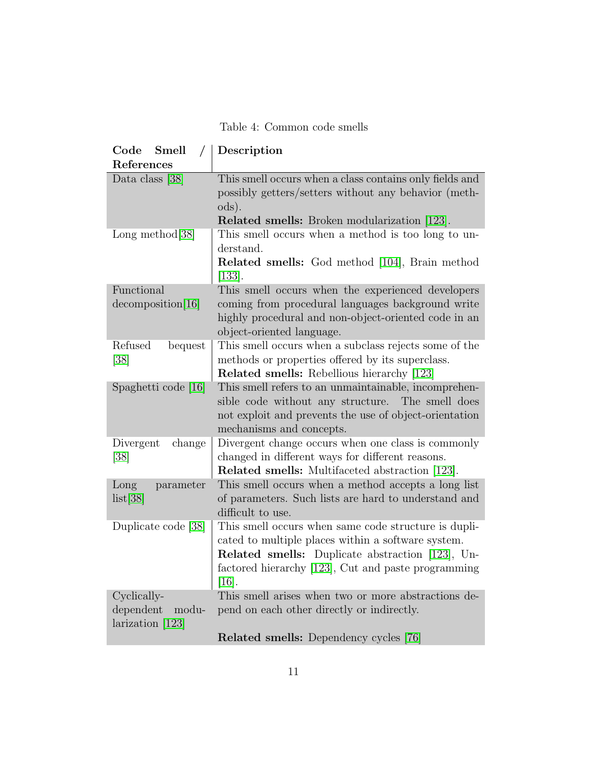Table 4: Common code smells

| Code Smell / References | Description |
|---|---|
| Data class [38] | This smell occurs when a class contains only fields and possibly getters/setters without any behavior (methods). **Related smells:** Broken modularization [123]. |
| Long method[38] | This smell occurs when a method is too long to understand. **Related smells:** God method [104], Brain method [133]. |
| Functional decomposition[16] | This smell occurs when the experienced developers coming from procedural languages background write highly procedural and non-object-oriented code in an object-oriented language. |
| Refused bequest [38] | This smell occurs when a subclass rejects some of the methods or properties offered by its superclass. **Related smells:** Rebellious hierarchy [123] |
| Spaghetti code [16] | This smell refers to an unmaintainable, incomprehensible code without any structure. The smell does not exploit and prevents the use of object-orientation mechanisms and concepts. |
| Divergent change [38] | Divergent change occurs when one class is commonly changed in different ways for different reasons. **Related smells:** Multifaceted abstraction [123]. |
| Long parameter list[38] | This smell occurs when a method accepts a long list of parameters. Such lists are hard to understand and difficult to use. |
| Duplicate code [38] | This smell occurs when same code structure is duplicated to multiple places within a software system. **Related smells:** Duplicate abstraction [123], Unfactored hierarchy [123], Cut and paste programming [16]. |
| Cyclically-dependent modularization [123] | This smell arises when two or more abstractions depend on each other directly or indirectly. **Related smells:** Dependency cycles [76] |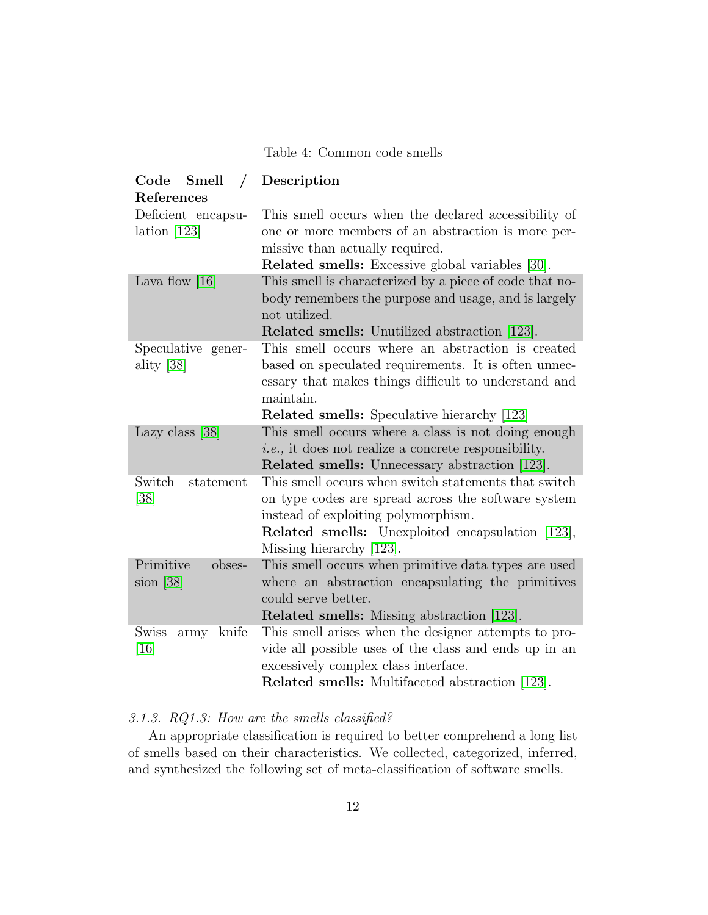Table 4: Common code smells

| **Code Smell / References** | **Description** |
|---|---|
| Deficient encapsulation [123] | This smell occurs when the declared accessibility of one or more members of an abstraction is more permissive than actually required. **Related smells:** Excessive global variables [30]. |
| Lava flow [16] | This smell is characterized by a piece of code that nobody remembers the purpose and usage, and is largely not utilized. **Related smells:** Unutilized abstraction [123]. |
| Speculative generality [38] | This smell occurs where an abstraction is created based on speculated requirements. It is often unnecessary that makes things difficult to understand and maintain. **Related smells:** Speculative hierarchy [123] |
| Lazy class [38] | This smell occurs where a class is not doing enough *i.e.,* it does not realize a concrete responsibility. **Related smells:** Unnecessary abstraction [123]. |
| Switch statement [38] | This smell occurs when switch statements that switch on type codes are spread across the software system instead of exploiting polymorphism. **Related smells:** Unexploited encapsulation [123], Missing hierarchy [123]. |
| Primitive obsession [38] | This smell occurs when primitive data types are used where an abstraction encapsulating the primitives could serve better. **Related smells:** Missing abstraction [123]. |
| Swiss army knife [16] | This smell arises when the designer attempts to provide all possible uses of the class and ends up in an excessively complex class interface. **Related smells:** Multifaceted abstraction [123]. |

### *3.1.3. RQ1.3: How are the smells classified?*

An appropriate classification is required to better comprehend a long list of smells based on their characteristics. We collected, categorized, inferred, and synthesized the following set of meta-classification of software smells.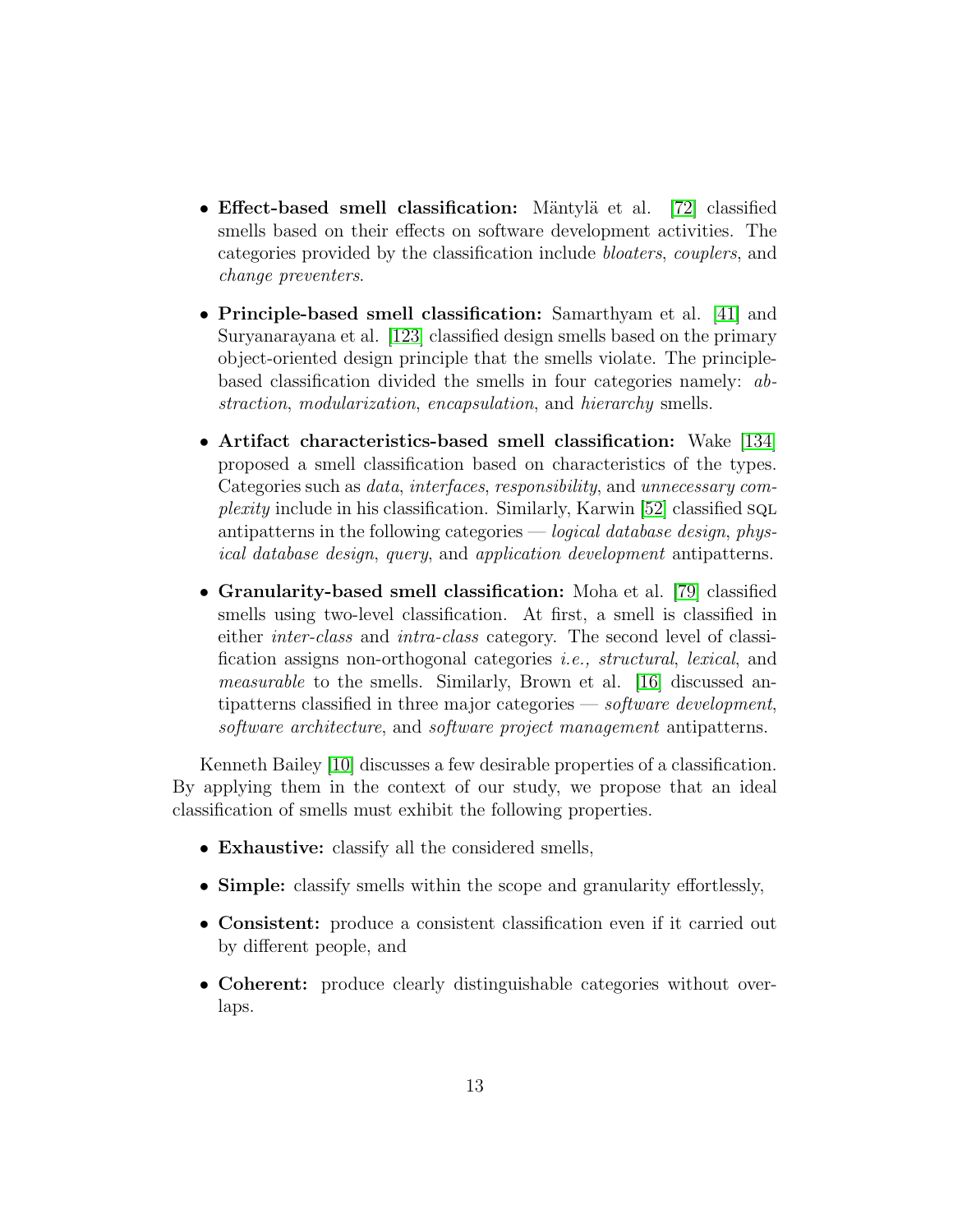- **Effect-based smell classification:** Mäntylä et al. [72] classified smells based on their effects on software development activities. The categories provided by the classification include *bloaters*, *couplers*, and *change preventers*.

- **Principle-based smell classification:** Samarthyam et al. [41] and Suryanarayana et al. [123] classified design smells based on the primary object-oriented design principle that the smells violate. The principle-based classification divided the smells in four categories namely: *abstraction*, *modularization*, *encapsulation*, and *hierarchy* smells.

- **Artifact characteristics-based smell classification:** Wake [134] proposed a smell classification based on characteristics of the types. Categories such as *data*, *interfaces*, *responsibility*, and *unnecessary complexity* include in his classification. Similarly, Karwin [52] classified SQL antipatterns in the following categories — *logical database design*, *physical database design*, *query*, and *application development* antipatterns.

- **Granularity-based smell classification:** Moha et al. [79] classified smells using two-level classification. At first, a smell is classified in either *inter-class* and *intra-class* category. The second level of classification assigns non-orthogonal categories *i.e., structural*, *lexical*, and *measurable* to the smells. Similarly, Brown et al. [16] discussed antipatterns classified in three major categories — *software development*, *software architecture*, and *software project management* antipatterns.

Kenneth Bailey [10] discusses a few desirable properties of a classification. By applying them in the context of our study, we propose that an ideal classification of smells must exhibit the following properties.

- **Exhaustive:** classify all the considered smells,
- **Simple:** classify smells within the scope and granularity effortlessly,
- **Consistent:** produce a consistent classification even if it carried out by different people, and
- **Coherent:** produce clearly distinguishable categories without overlaps.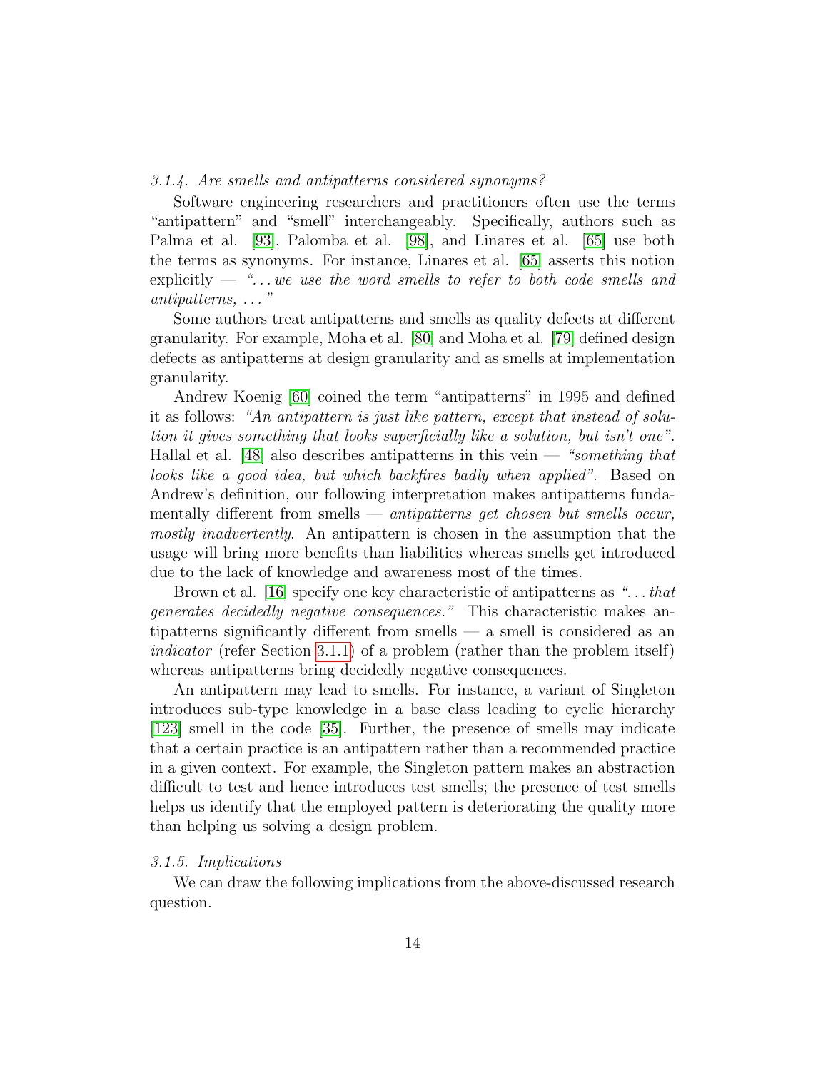### 3.1.4. Are smells and antipatterns considered synonyms?

Software engineering researchers and practitioners often use the terms "antipattern" and "smell" interchangeably. Specifically, authors such as Palma et al. [93], Palomba et al. [98], and Linares et al. [65] use both the terms as synonyms. For instance, Linares et al. [65] asserts this notion explicitly — *"...we use the word smells to refer to both code smells and antipatterns, ..."*

Some authors treat antipatterns and smells as quality defects at different granularity. For example, Moha et al. [80] and Moha et al. [79] defined design defects as antipatterns at design granularity and as smells at implementation granularity.

Andrew Koenig [60] coined the term "antipatterns" in 1995 and defined it as follows: *"An antipattern is just like pattern, except that instead of solution it gives something that looks superficially like a solution, but isn't one"*. Hallal et al. [48] also describes antipatterns in this vein — *"something that looks like a good idea, but which backfires badly when applied"*. Based on Andrew's definition, our following interpretation makes antipatterns fundamentally different from smells — *antipatterns get chosen but smells occur, mostly inadvertently*. An antipattern is chosen in the assumption that the usage will bring more benefits than liabilities whereas smells get introduced due to the lack of knowledge and awareness most of the times.

Brown et al. [16] specify one key characteristic of antipatterns as *"...that generates decidedly negative consequences."* This characteristic makes antipatterns significantly different from smells — a smell is considered as an *indicator* (refer Section 3.1.1) of a problem (rather than the problem itself) whereas antipatterns bring decidedly negative consequences.

An antipattern may lead to smells. For instance, a variant of Singleton introduces sub-type knowledge in a base class leading to cyclic hierarchy [123] smell in the code [35]. Further, the presence of smells may indicate that a certain practice is an antipattern rather than a recommended practice in a given context. For example, the Singleton pattern makes an abstraction difficult to test and hence introduces test smells; the presence of test smells helps us identify that the employed pattern is deteriorating the quality more than helping us solving a design problem.

### 3.1.5. Implications

We can draw the following implications from the above-discussed research question.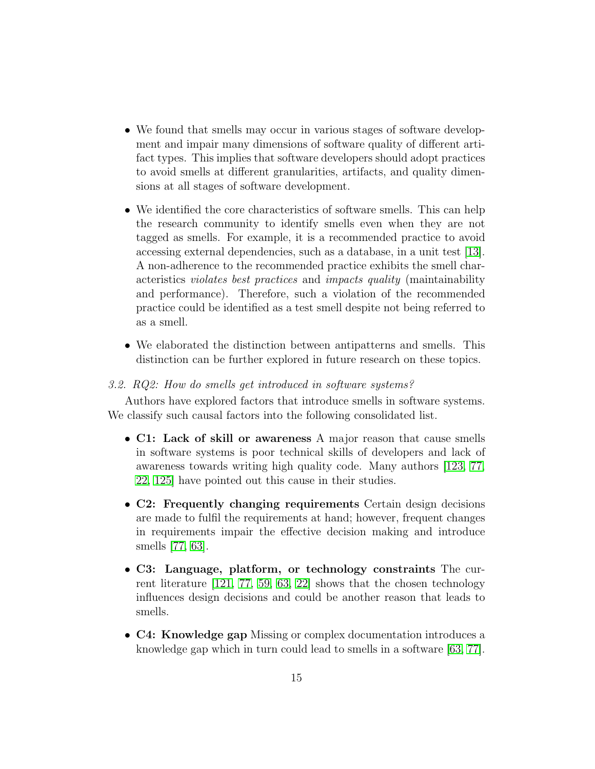- We found that smells may occur in various stages of software development and impair many dimensions of software quality of different artifact types. This implies that software developers should adopt practices to avoid smells at different granularities, artifacts, and quality dimensions at all stages of software development.

- We identified the core characteristics of software smells. This can help the research community to identify smells even when they are not tagged as smells. For example, it is a recommended practice to avoid accessing external dependencies, such as a database, in a unit test [13]. A non-adherence to the recommended practice exhibits the smell characteristics *violates best practices* and *impacts quality* (maintainability and performance). Therefore, such a violation of the recommended practice could be identified as a test smell despite not being referred to as a smell.

- We elaborated the distinction between antipatterns and smells. This distinction can be further explored in future research on these topics.

### *3.2. RQ2: How do smells get introduced in software systems?*

Authors have explored factors that introduce smells in software systems. We classify such causal factors into the following consolidated list.

- **C1: Lack of skill or awareness** A major reason that cause smells in software systems is poor technical skills of developers and lack of awareness towards writing high quality code. Many authors [123, 77, 22, 125] have pointed out this cause in their studies.

- **C2: Frequently changing requirements** Certain design decisions are made to fulfil the requirements at hand; however, frequent changes in requirements impair the effective decision making and introduce smells [77, 63].

- **C3: Language, platform, or technology constraints** The current literature [121, 77, 59, 63, 22] shows that the chosen technology influences design decisions and could be another reason that leads to smells.

- **C4: Knowledge gap** Missing or complex documentation introduces a knowledge gap which in turn could lead to smells in a software [63, 77].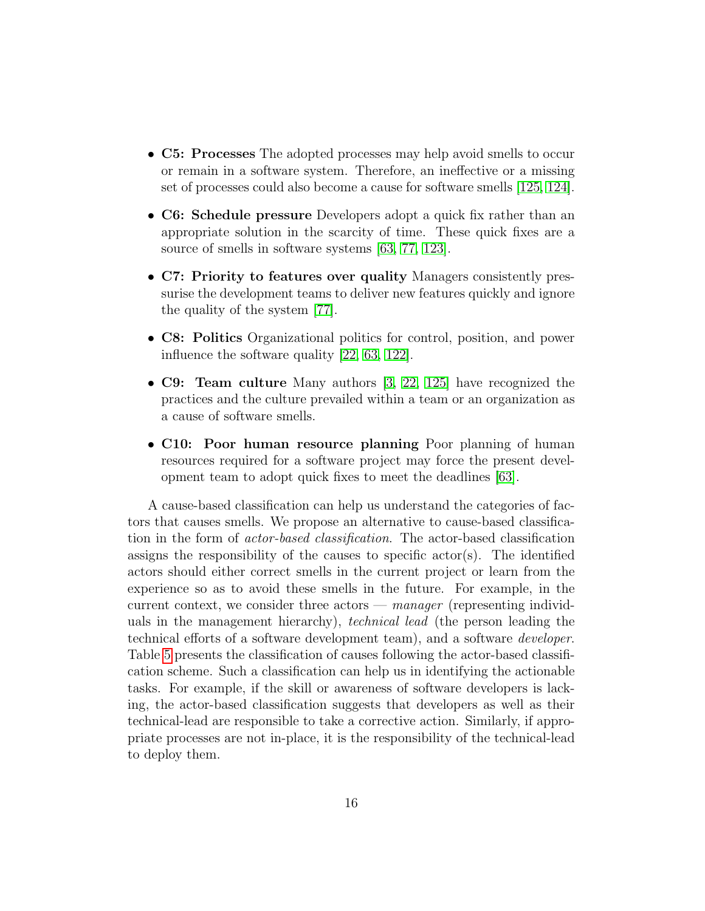- **C5: Processes** The adopted processes may help avoid smells to occur or remain in a software system. Therefore, an ineffective or a missing set of processes could also become a cause for software smells [125, 124].

- **C6: Schedule pressure** Developers adopt a quick fix rather than an appropriate solution in the scarcity of time. These quick fixes are a source of smells in software systems [63, 77, 123].

- **C7: Priority to features over quality** Managers consistently pressurise the development teams to deliver new features quickly and ignore the quality of the system [77].

- **C8: Politics** Organizational politics for control, position, and power influence the software quality [22, 63, 122].

- **C9: Team culture** Many authors [3, 22, 125] have recognized the practices and the culture prevailed within a team or an organization as a cause of software smells.

- **C10: Poor human resource planning** Poor planning of human resources required for a software project may force the present development team to adopt quick fixes to meet the deadlines [63].

A cause-based classification can help us understand the categories of factors that causes smells. We propose an alternative to cause-based classification in the form of *actor-based classification*. The actor-based classification assigns the responsibility of the causes to specific actor(s). The identified actors should either correct smells in the current project or learn from the experience so as to avoid these smells in the future. For example, in the current context, we consider three actors — *manager* (representing individuals in the management hierarchy), *technical lead* (the person leading the technical efforts of a software development team), and a software *developer*. Table 5 presents the classification of causes following the actor-based classification scheme. Such a classification can help us in identifying the actionable tasks. For example, if the skill or awareness of software developers is lacking, the actor-based classification suggests that developers as well as their technical-lead are responsible to take a corrective action. Similarly, if appropriate processes are not in-place, it is the responsibility of the technical-lead to deploy them.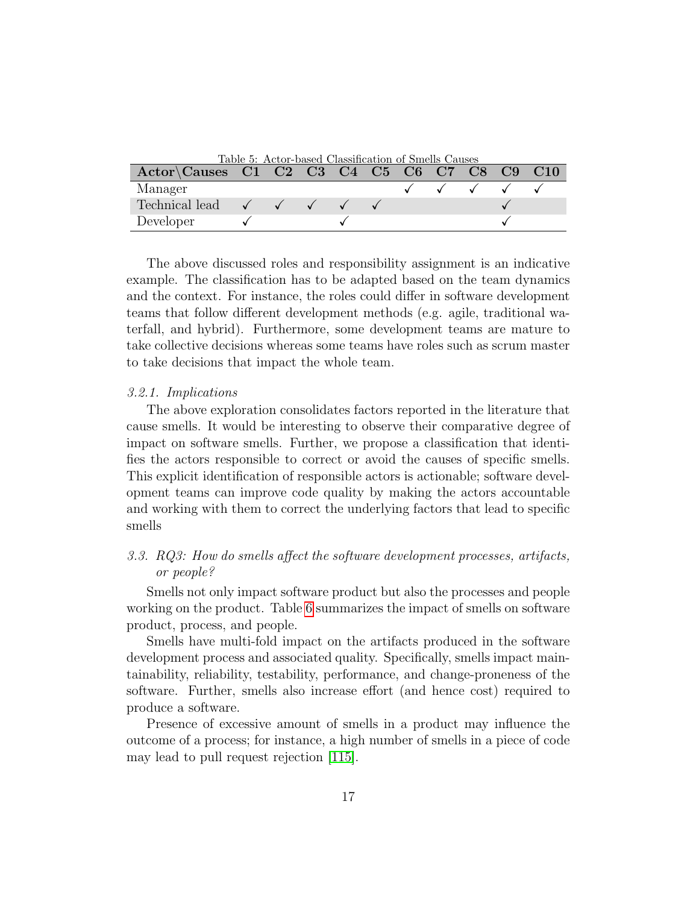Table 5: Actor-based Classification of Smells Causes

| Actor\Causes | C1 | C2 | C3 | C4 | C5 | C6 | C7 | C8 | C9 | C10 |
|---|---|---|---|---|---|---|---|---|---|---|
| Manager | | | | | | ✓ | ✓ | ✓ | ✓ | ✓ |
| Technical lead | ✓ | ✓ | ✓ | ✓ | ✓ | | | | ✓ | |
| Developer | ✓ | | | ✓ | | | | | ✓ | |

The above discussed roles and responsibility assignment is an indicative example. The classification has to be adapted based on the team dynamics and the context. For instance, the roles could differ in software development teams that follow different development methods (e.g. agile, traditional waterfall, and hybrid). Furthermore, some development teams are mature to take collective decisions whereas some teams have roles such as scrum master to take decisions that impact the whole team.

#### *3.2.1. Implications*

The above exploration consolidates factors reported in the literature that cause smells. It would be interesting to observe their comparative degree of impact on software smells. Further, we propose a classification that identifies the actors responsible to correct or avoid the causes of specific smells. This explicit identification of responsible actors is actionable; software development teams can improve code quality by making the actors accountable and working with them to correct the underlying factors that lead to specific smells

### *3.3. RQ3: How do smells affect the software development processes, artifacts, or people?*

Smells not only impact software product but also the processes and people working on the product. Table 6 summarizes the impact of smells on software product, process, and people.

Smells have multi-fold impact on the artifacts produced in the software development process and associated quality. Specifically, smells impact maintainability, reliability, testability, performance, and change-proneness of the software. Further, smells also increase effort (and hence cost) required to produce a software.

Presence of excessive amount of smells in a product may influence the outcome of a process; for instance, a high number of smells in a piece of code may lead to pull request rejection [115].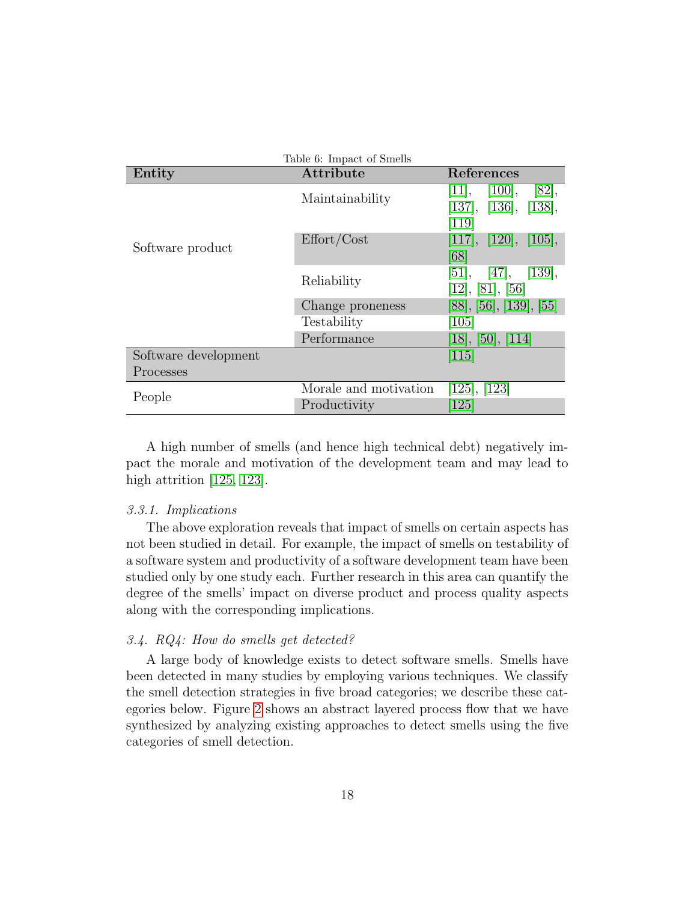Table 6: Impact of Smells

| Entity | Attribute | References |
|---|---|---|
| Software product | Maintainability | [11], [100], [82], [137], [136], [138], [119] |
| | Effort/Cost | [117], [120], [105], [68] |
| | Reliability | [51], [47], [139], [12], [81], [56] |
| | Change proneness | [88], [56], [139], [55] |
| | Testability | [105] |
| | Performance | [18], [50], [114] |
| Software development Processes | | [115] |
| People | Morale and motivation | [125], [123] |
| | Productivity | [125] |

A high number of smells (and hence high technical debt) negatively impact the morale and motivation of the development team and may lead to high attrition [125, 123].

#### *3.3.1. Implications*

The above exploration reveals that impact of smells on certain aspects has not been studied in detail. For example, the impact of smells on testability of a software system and productivity of a software development team have been studied only by one study each. Further research in this area can quantify the degree of the smells' impact on diverse product and process quality aspects along with the corresponding implications.

### *3.4. RQ4: How do smells get detected?*

A large body of knowledge exists to detect software smells. Smells have been detected in many studies by employing various techniques. We classify the smell detection strategies in five broad categories; we describe these categories below. Figure 2 shows an abstract layered process flow that we have synthesized by analyzing existing approaches to detect smells using the five categories of smell detection.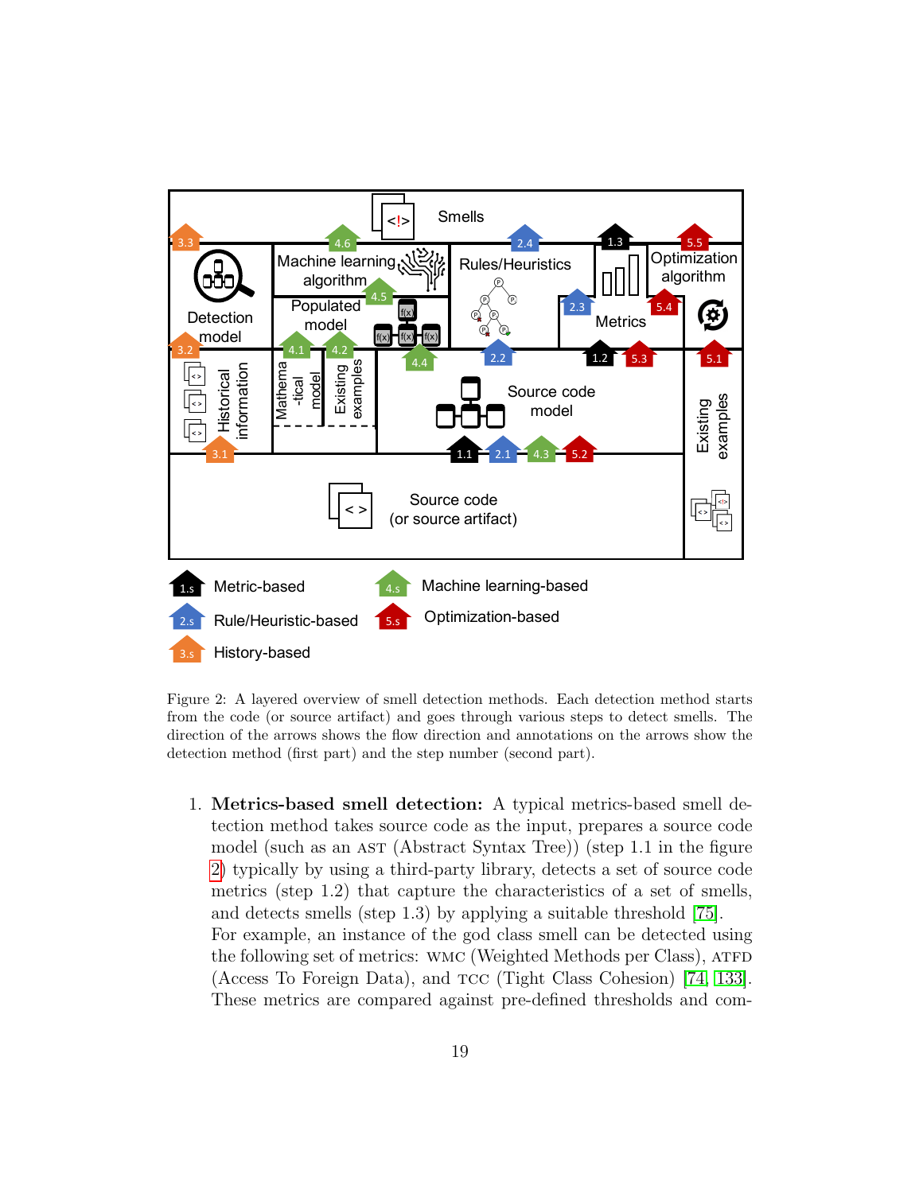Smells

Machine learning algorithm

Rules/Heuristics

Optimization algorithm

Detection model

Populated model

Metrics

Historical information

Mathema-tical model

Existing examples

Source code model

Existing examples

Source code (or source artifact)

1.s Metric-based

2.s Rule/Heuristic-based

3.s History-based

4.s Machine learning-based

5.s Optimization-based

Figure 2: A layered overview of smell detection methods. Each detection method starts from the code (or source artifact) and goes through various steps to detect smells. The direction of the arrows shows the flow direction and annotations on the arrows show the detection method (first part) and the step number (second part).

1. **Metrics-based smell detection:** A typical metrics-based smell detection method takes source code as the input, prepares a source code model (such as an AST (Abstract Syntax Tree)) (step 1.1 in the figure 2) typically by using a third-party library, detects a set of source code metrics (step 1.2) that capture the characteristics of a set of smells, and detects smells (step 1.3) by applying a suitable threshold [75]. For example, an instance of the god class smell can be detected using the following set of metrics: WMC (Weighted Methods per Class), ATFD (Access To Foreign Data), and TCC (Tight Class Cohesion) [74, 133]. These metrics are compared against pre-defined thresholds and com-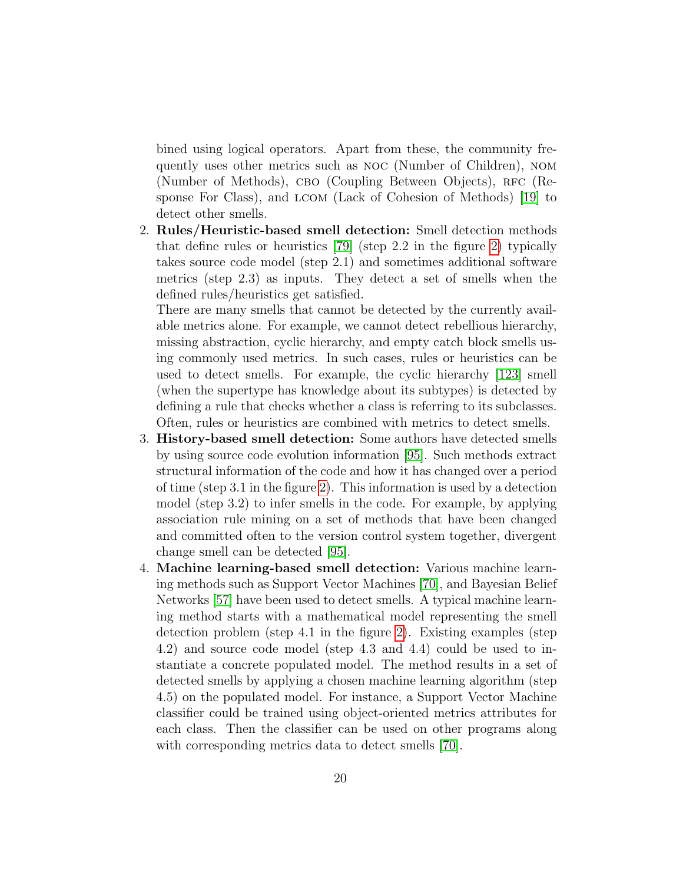bined using logical operators. Apart from these, the community frequently uses other metrics such as NOC (Number of Children), NOM (Number of Methods), CBO (Coupling Between Objects), RFC (Response For Class), and LCOM (Lack of Cohesion of Methods) [19] to detect other smells.

2. **Rules/Heuristic-based smell detection:** Smell detection methods that define rules or heuristics [79] (step 2.2 in the figure 2) typically takes source code model (step 2.1) and sometimes additional software metrics (step 2.3) as inputs. They detect a set of smells when the defined rules/heuristics get satisfied.
   There are many smells that cannot be detected by the currently available metrics alone. For example, we cannot detect rebellious hierarchy, missing abstraction, cyclic hierarchy, and empty catch block smells using commonly used metrics. In such cases, rules or heuristics can be used to detect smells. For example, the cyclic hierarchy [123] smell (when the supertype has knowledge about its subtypes) is detected by defining a rule that checks whether a class is referring to its subclasses. Often, rules or heuristics are combined with metrics to detect smells.
3. **History-based smell detection:** Some authors have detected smells by using source code evolution information [95]. Such methods extract structural information of the code and how it has changed over a period of time (step 3.1 in the figure 2). This information is used by a detection model (step 3.2) to infer smells in the code. For example, by applying association rule mining on a set of methods that have been changed and committed often to the version control system together, divergent change smell can be detected [95].
4. **Machine learning-based smell detection:** Various machine learning methods such as Support Vector Machines [70], and Bayesian Belief Networks [57] have been used to detect smells. A typical machine learning method starts with a mathematical model representing the smell detection problem (step 4.1 in the figure 2). Existing examples (step 4.2) and source code model (step 4.3 and 4.4) could be used to instantiate a concrete populated model. The method results in a set of detected smells by applying a chosen machine learning algorithm (step 4.5) on the populated model. For instance, a Support Vector Machine classifier could be trained using object-oriented metrics attributes for each class. Then the classifier can be used on other programs along with corresponding metrics data to detect smells [70].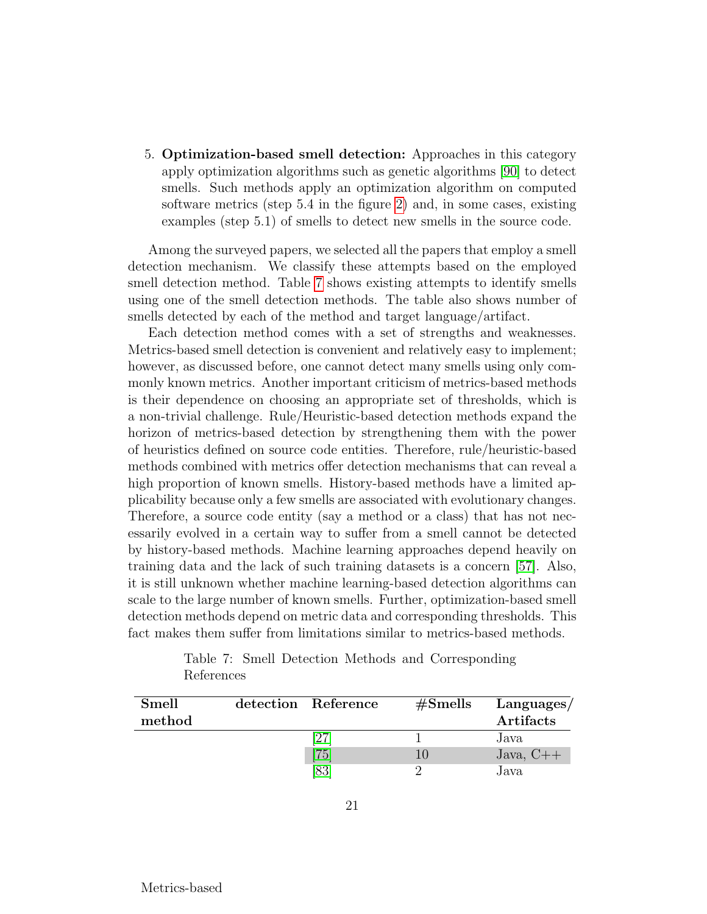5. **Optimization-based smell detection:** Approaches in this category apply optimization algorithms such as genetic algorithms [90] to detect smells. Such methods apply an optimization algorithm on computed software metrics (step 5.4 in the figure 2) and, in some cases, existing examples (step 5.1) of smells to detect new smells in the source code.

Among the surveyed papers, we selected all the papers that employ a smell detection mechanism. We classify these attempts based on the employed smell detection method. Table 7 shows existing attempts to identify smells using one of the smell detection methods. The table also shows number of smells detected by each of the method and target language/artifact.

Each detection method comes with a set of strengths and weaknesses. Metrics-based smell detection is convenient and relatively easy to implement; however, as discussed before, one cannot detect many smells using only commonly known metrics. Another important criticism of metrics-based methods is their dependence on choosing an appropriate set of thresholds, which is a non-trivial challenge. Rule/Heuristic-based detection methods expand the horizon of metrics-based detection by strengthening them with the power of heuristics defined on source code entities. Therefore, rule/heuristic-based methods combined with metrics offer detection mechanisms that can reveal a high proportion of known smells. History-based methods have a limited applicability because only a few smells are associated with evolutionary changes. Therefore, a source code entity (say a method or a class) that has not necessarily evolved in a certain way to suffer from a smell cannot be detected by history-based methods. Machine learning approaches depend heavily on training data and the lack of such training datasets is a concern [57]. Also, it is still unknown whether machine learning-based detection algorithms can scale to the large number of known smells. Further, optimization-based smell detection methods depend on metric data and corresponding thresholds. This fact makes them suffer from limitations similar to metrics-based methods.

Table 7: Smell Detection Methods and Corresponding References

| Smell detection method | Reference | #Smells | Languages/ Artifacts |
|---|---|---|---|
| Metrics-based | [27] | 1 | Java |
| | [75] | 10 | Java, C++ |
| | [83] | 2 | Java |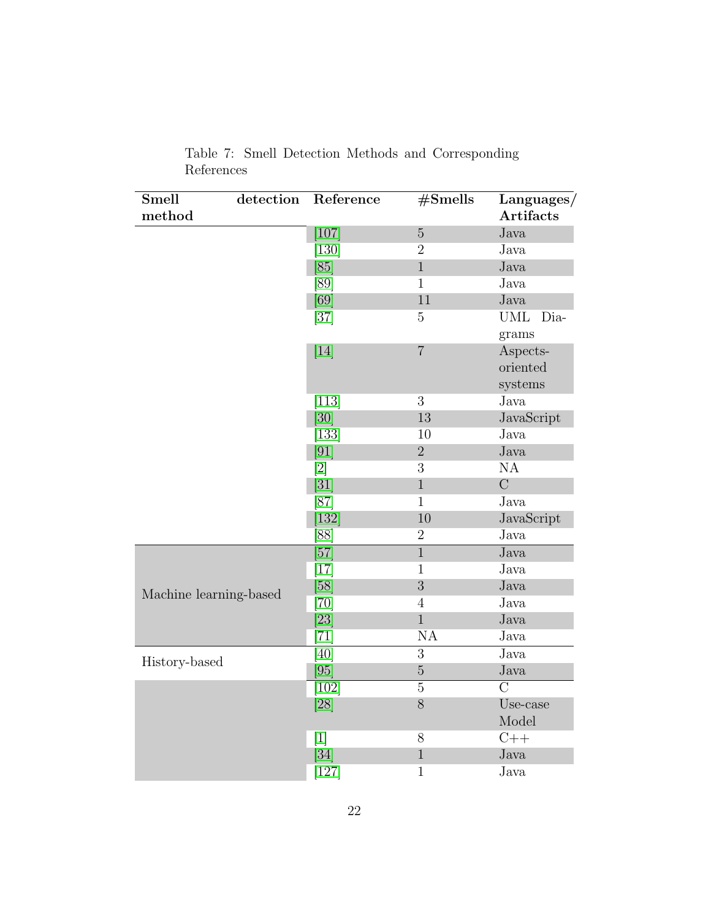Table 7: Smell Detection Methods and Corresponding References

| Smell detection method | Reference | #Smells | Languages/ Artifacts |
|---|---|---|---|
| | [107] | 5 | Java |
| | [130] | 2 | Java |
| | [85] | 1 | Java |
| | [89] | 1 | Java |
| | [69] | 11 | Java |
| | [37] | 5 | UML Diagrams |
| | [14] | 7 | Aspects-oriented systems |
| | [113] | 3 | Java |
| | [30] | 13 | JavaScript |
| | [133] | 10 | Java |
| | [91] | 2 | Java |
| | [2] | 3 | NA |
| | [31] | 1 | C |
| | [87] | 1 | Java |
| | [132] | 10 | JavaScript |
| | [88] | 2 | Java |
| Machine learning-based | [57] | 1 | Java |
| | [17] | 1 | Java |
| | [58] | 3 | Java |
| | [70] | 4 | Java |
| | [23] | 1 | Java |
| | [71] | NA | Java |
| History-based | [40] | 3 | Java |
| | [95] | 5 | Java |
| | [102] | 5 | C |
| | [28] | 8 | Use-case Model |
| | [1] | 8 | C++ |
| | [34] | 1 | Java |
| | [127] | 1 | Java |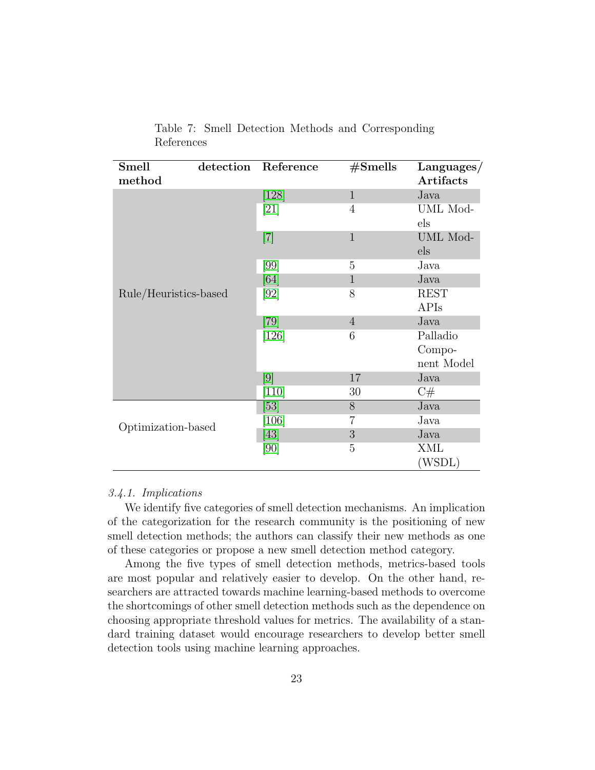Table 7: Smell Detection Methods and Corresponding References

| Smell detection method | Reference | #Smells | Languages/ Artifacts |
|---|---|---|---|
| Rule/Heuristics-based | [128] | 1 | Java |
| | [21] | 4 | UML Models |
| | [7] | 1 | UML Models |
| | [99] | 5 | Java |
| | [64] | 1 | Java |
| | [92] | 8 | REST APIs |
| | [79] | 4 | Java |
| | [126] | 6 | Palladio Component Model |
| | [9] | 17 | Java |
| | [110] | 30 | C# |
| Optimization-based | [53] | 8 | Java |
| | [106] | 7 | Java |
| | [43] | 3 | Java |
| | [90] | 5 | XML (WSDL) |

### *3.4.1. Implications*

We identify five categories of smell detection mechanisms. An implication of the categorization for the research community is the positioning of new smell detection methods; the authors can classify their new methods as one of these categories or propose a new smell detection method category.

Among the five types of smell detection methods, metrics-based tools are most popular and relatively easier to develop. On the other hand, researchers are attracted towards machine learning-based methods to overcome the shortcomings of other smell detection methods such as the dependence on choosing appropriate threshold values for metrics. The availability of a standard training dataset would encourage researchers to develop better smell detection tools using machine learning approaches.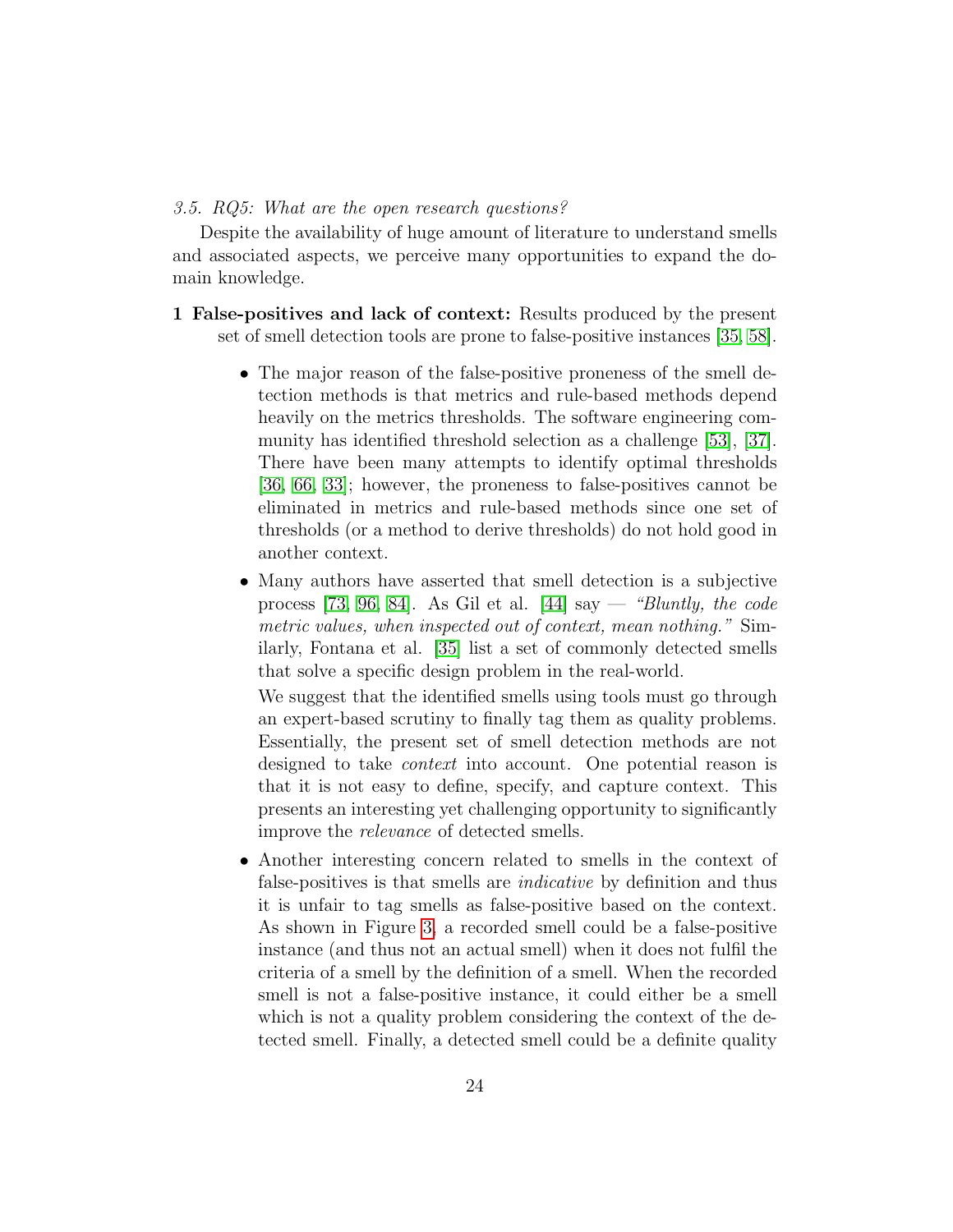*3.5. RQ5: What are the open research questions?*

Despite the availability of huge amount of literature to understand smells and associated aspects, we perceive many opportunities to expand the domain knowledge.

**1 False-positives and lack of context:** Results produced by the present set of smell detection tools are prone to false-positive instances [35, 58].

- The major reason of the false-positive proneness of the smell detection methods is that metrics and rule-based methods depend heavily on the metrics thresholds. The software engineering community has identified threshold selection as a challenge [53], [37]. There have been many attempts to identify optimal thresholds [36, 66, 33]; however, the proneness to false-positives cannot be eliminated in metrics and rule-based methods since one set of thresholds (or a method to derive thresholds) do not hold good in another context.
- Many authors have asserted that smell detection is a subjective process [73, 96, 84]. As Gil et al. [44] say — *"Bluntly, the code metric values, when inspected out of context, mean nothing."* Similarly, Fontana et al. [35] list a set of commonly detected smells that solve a specific design problem in the real-world.

  We suggest that the identified smells using tools must go through an expert-based scrutiny to finally tag them as quality problems. Essentially, the present set of smell detection methods are not designed to take *context* into account. One potential reason is that it is not easy to define, specify, and capture context. This presents an interesting yet challenging opportunity to significantly improve the *relevance* of detected smells.
- Another interesting concern related to smells in the context of false-positives is that smells are *indicative* by definition and thus it is unfair to tag smells as false-positive based on the context. As shown in Figure 3, a recorded smell could be a false-positive instance (and thus not an actual smell) when it does not fulfil the criteria of a smell by the definition of a smell. When the recorded smell is not a false-positive instance, it could either be a smell which is not a quality problem considering the context of the detected smell. Finally, a detected smell could be a definite quality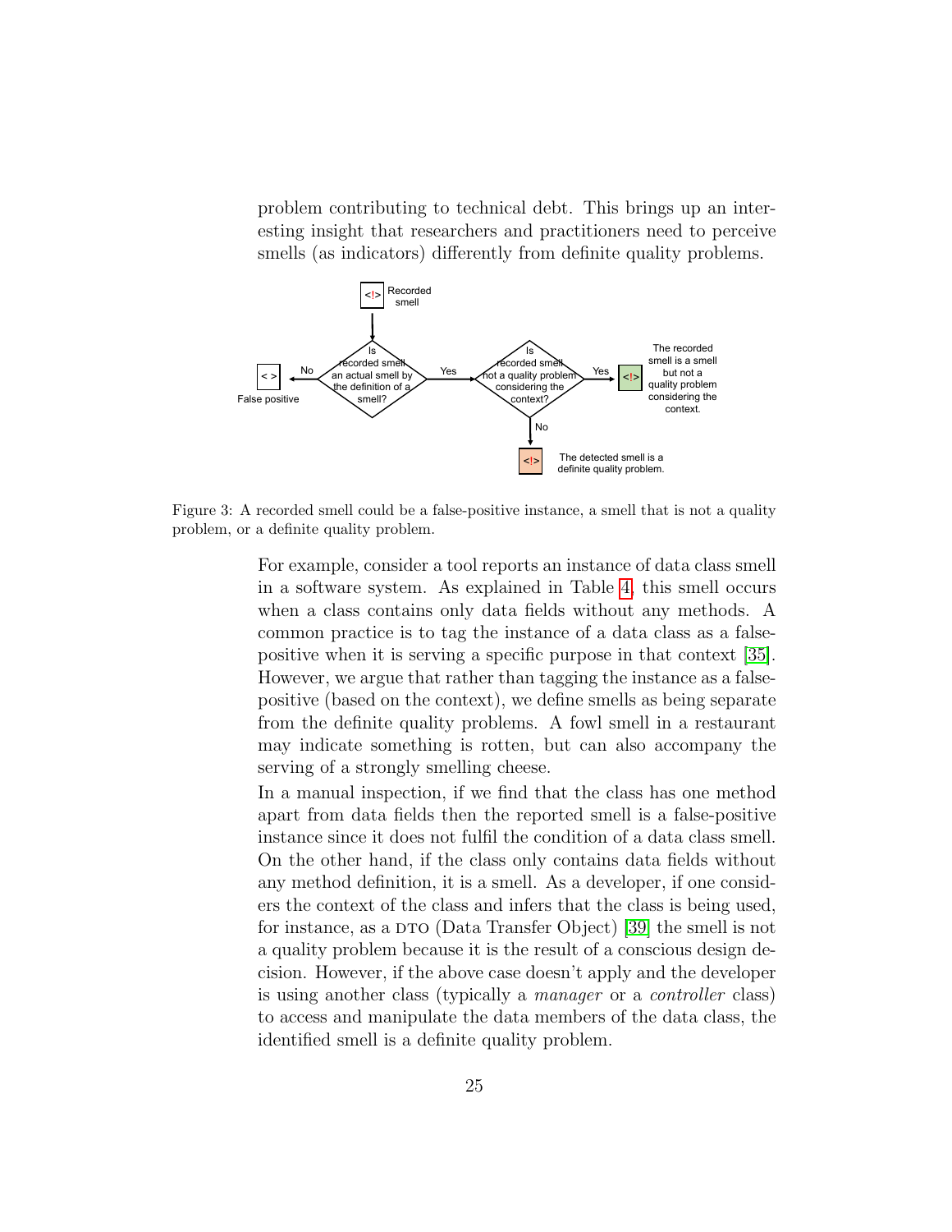problem contributing to technical debt. This brings up an interesting insight that researchers and practitioners need to perceive smells (as indicators) differently from definite quality problems.

<!> Recorded smell

Is recorded smell an actual smell by the definition of a smell?

No

< >

False positive

Yes

Is recorded smell not a quality problem considering the context?

Yes

<!>

The recorded smell is a smell but not a quality problem considering the context.

No

<!>

The detected smell is a definite quality problem.

Figure 3: A recorded smell could be a false-positive instance, a smell that is not a quality problem, or a definite quality problem.

For example, consider a tool reports an instance of data class smell in a software system. As explained in Table 4, this smell occurs when a class contains only data fields without any methods. A common practice is to tag the instance of a data class as a false-positive when it is serving a specific purpose in that context [35]. However, we argue that rather than tagging the instance as a false-positive (based on the context), we define smells as being separate from the definite quality problems. A fowl smell in a restaurant may indicate something is rotten, but can also accompany the serving of a strongly smelling cheese.

In a manual inspection, if we find that the class has one method apart from data fields then the reported smell is a false-positive instance since it does not fulfil the condition of a data class smell. On the other hand, if the class only contains data fields without any method definition, it is a smell. As a developer, if one considers the context of the class and infers that the class is being used, for instance, as a DTO (Data Transfer Object) [39] the smell is not a quality problem because it is the result of a conscious design decision. However, if the above case doesn't apply and the developer is using another class (typically a *manager* or a *controller* class) to access and manipulate the data members of the data class, the identified smell is a definite quality problem.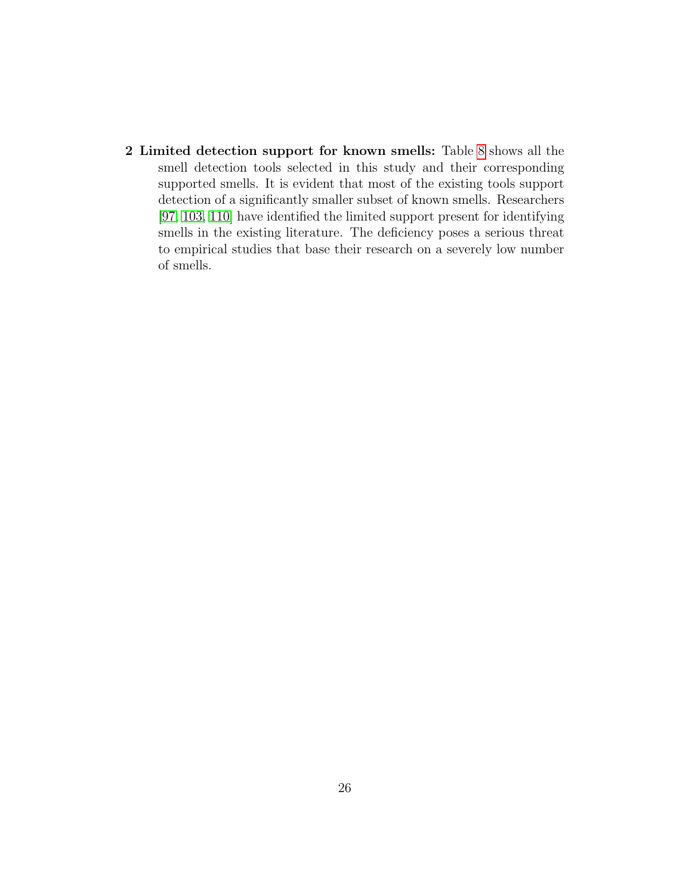2 **Limited detection support for known smells:** Table 8 shows all the smell detection tools selected in this study and their corresponding supported smells. It is evident that most of the existing tools support detection of a significantly smaller subset of known smells. Researchers [97, 103, 110] have identified the limited support present for identifying smells in the existing literature. The deficiency poses a serious threat to empirical studies that base their research on a severely low number of smells.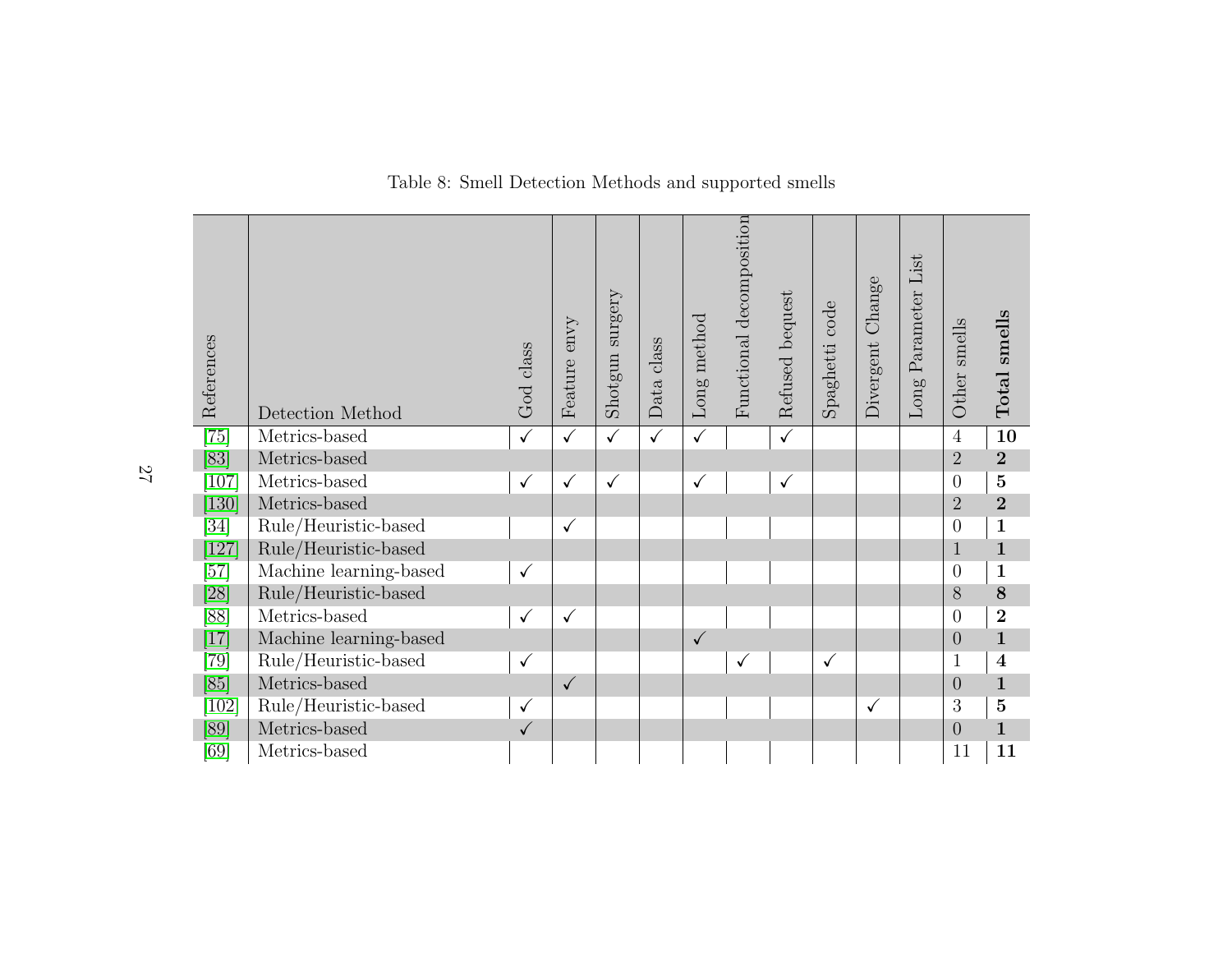Table 8: Smell Detection Methods and supported smells

| References | Detection Method | God class | Feature envy | Shotgun surgery | Data class | Long method | Functional decomposition | Refused bequest | Spaghetti code | Divergent Change | Long Parameter List | Other smells | **Total smells** |
|---|---|---|---|---|---|---|---|---|---|---|---|---|---|
| [75] | Metrics-based | ✓ | ✓ | ✓ | ✓ | ✓ | | ✓ | | | | 4 | **10** |
| [83] | Metrics-based | | | | | | | | | | | 2 | **2** |
| [107] | Metrics-based | ✓ | ✓ | ✓ | | ✓ | | ✓ | | | | 0 | **5** |
| [130] | Metrics-based | | | | | | | | | | | 2 | **2** |
| [34] | Rule/Heuristic-based | | ✓ | | | | | | | | | 0 | **1** |
| [127] | Rule/Heuristic-based | | | | | | | | | | | 1 | **1** |
| [57] | Machine learning-based | ✓ | | | | | | | | | | 0 | **1** |
| [28] | Rule/Heuristic-based | | | | | | | | | | | 8 | **8** |
| [88] | Metrics-based | ✓ | ✓ | | | | | | | | | 0 | **2** |
| [17] | Machine learning-based | | | | | ✓ | | | | | | 0 | **1** |
| [79] | Rule/Heuristic-based | ✓ | | | | | ✓ | | ✓ | | | 1 | **4** |
| [85] | Metrics-based | | ✓ | | | | | | | | | 0 | **1** |
| [102] | Rule/Heuristic-based | ✓ | | | | | | | | ✓ | | 3 | **5** |
| [89] | Metrics-based | ✓ | | | | | | | | | | 0 | **1** |
| [69] | Metrics-based | | | | | | | | | | | 11 | **11** |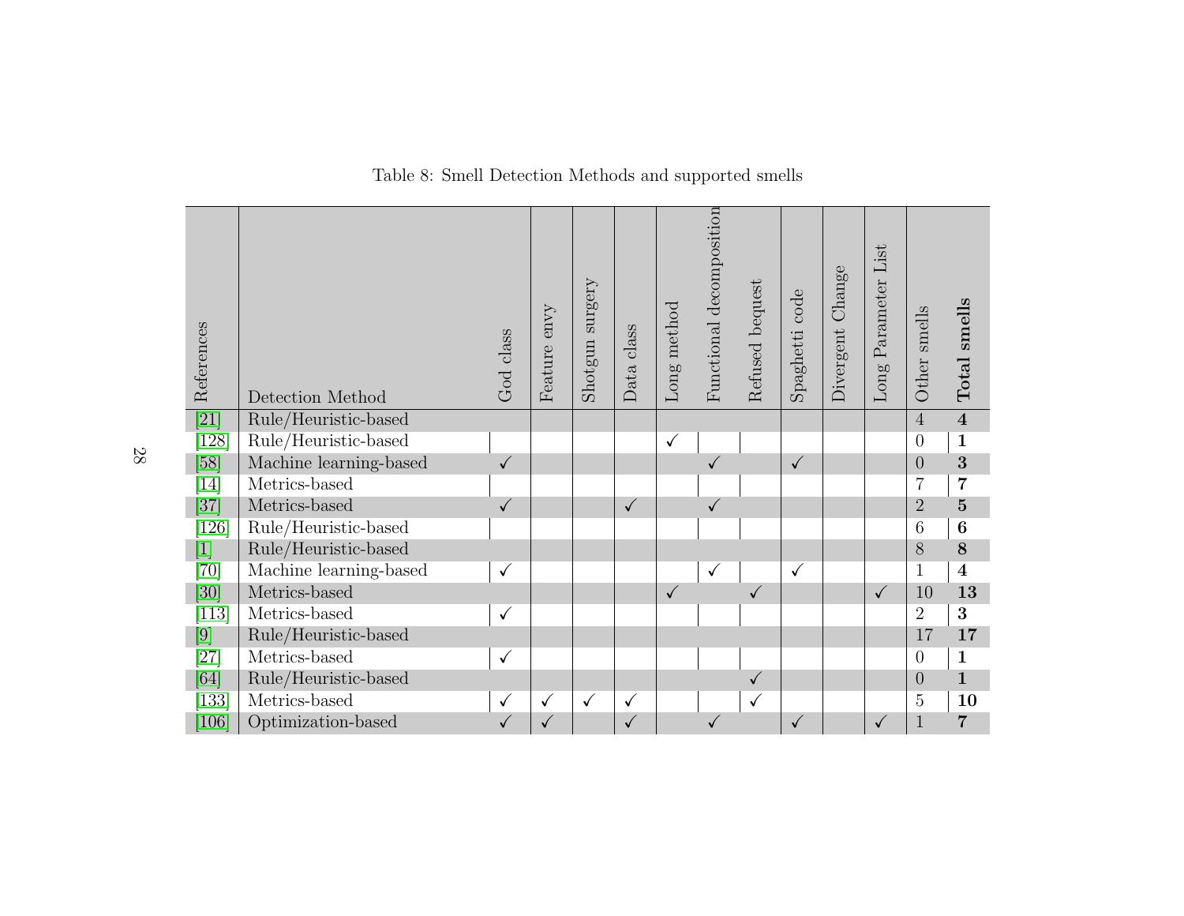Table 8: Smell Detection Methods and supported smells

| References | Detection Method | God class | Feature envy | Shotgun surgery | Data class | Long method | Functional decomposition | Refused bequest | Spaghetti code | Divergent Change | Long Parameter List | Other smells | **Total smells** |
|---|---|---|---|---|---|---|---|---|---|---|---|---|---|
| [21] | Rule/Heuristic-based | | | | | | | | | | | 4 | **4** |
| [128] | Rule/Heuristic-based | | | | | ✓ | | | | | | 0 | **1** |
| [58] | Machine learning-based | ✓ | | | | | ✓ | | ✓ | | | 0 | **3** |
| [14] | Metrics-based | | | | | | | | | | | 7 | **7** |
| [37] | Metrics-based | ✓ | | | ✓ | | ✓ | | | | | 2 | **5** |
| [126] | Rule/Heuristic-based | | | | | | | | | | | 6 | **6** |
| [1] | Rule/Heuristic-based | | | | | | | | | | | 8 | **8** |
| [70] | Machine learning-based | ✓ | | | | | ✓ | | ✓ | | | 1 | **4** |
| [30] | Metrics-based | | | | | ✓ | | ✓ | | | ✓ | 10 | **13** |
| [113] | Metrics-based | ✓ | | | | | | | | | | 2 | **3** |
| [9] | Rule/Heuristic-based | | | | | | | | | | | 17 | **17** |
| [27] | Metrics-based | ✓ | | | | | | | | | | 0 | **1** |
| [64] | Rule/Heuristic-based | | | | | | | ✓ | | | | 0 | **1** |
| [133] | Metrics-based | ✓ | ✓ | ✓ | ✓ | | | ✓ | | | | 5 | **10** |
| [106] | Optimization-based | ✓ | ✓ | | ✓ | | ✓ | | ✓ | | ✓ | 1 | **7** |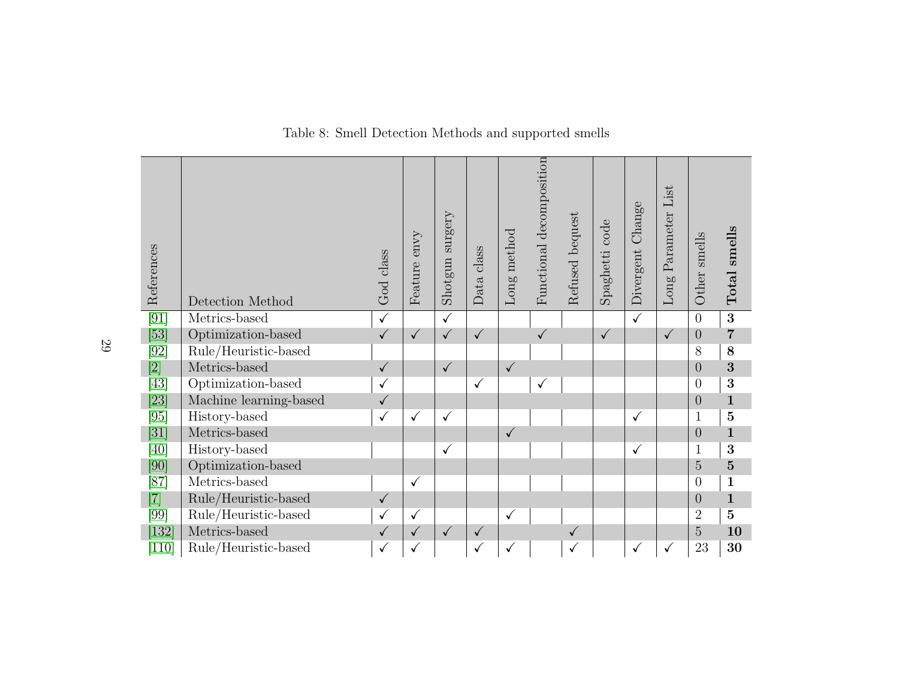Table 8: Smell Detection Methods and supported smells

| References | Detection Method | God class | Feature envy | Shotgun surgery | Data class | Long method | Functional decomposition | Refused bequest | Spaghetti code | Divergent Change | Long Parameter List | Other smells | **Total smells** |
|---|---|---|---|---|---|---|---|---|---|---|---|---|---|
| [91] | Metrics-based | ✓ | | ✓ | | | | | | ✓ | | 0 | **3** |
| [53] | Optimization-based | ✓ | ✓ | ✓ | ✓ | | ✓ | | ✓ | | ✓ | 0 | **7** |
| [92] | Rule/Heuristic-based | | | | | | | | | | | 8 | **8** |
| [2] | Metrics-based | ✓ | | ✓ | | ✓ | | | | | | 0 | **3** |
| [43] | Optimization-based | ✓ | | | ✓ | | ✓ | | | | | 0 | **3** |
| [23] | Machine learning-based | ✓ | | | | | | | | | | 0 | **1** |
| [95] | History-based | ✓ | ✓ | ✓ | | | | | | ✓ | | 1 | **5** |
| [31] | Metrics-based | | | | | ✓ | | | | | | 0 | **1** |
| [40] | History-based | | | ✓ | | | | | | ✓ | | 1 | **3** |
| [90] | Optimization-based | | | | | | | | | | | 5 | **5** |
| [87] | Metrics-based | | ✓ | | | | | | | | | 0 | **1** |
| [7] | Rule/Heuristic-based | ✓ | | | | | | | | | | 0 | **1** |
| [99] | Rule/Heuristic-based | ✓ | ✓ | | | ✓ | | | | | | 2 | **5** |
| [132] | Metrics-based | ✓ | ✓ | ✓ | ✓ | | | ✓ | | | | 5 | **10** |
| [110] | Rule/Heuristic-based | ✓ | ✓ | | ✓ | ✓ | | ✓ | | ✓ | ✓ | 23 | **30** |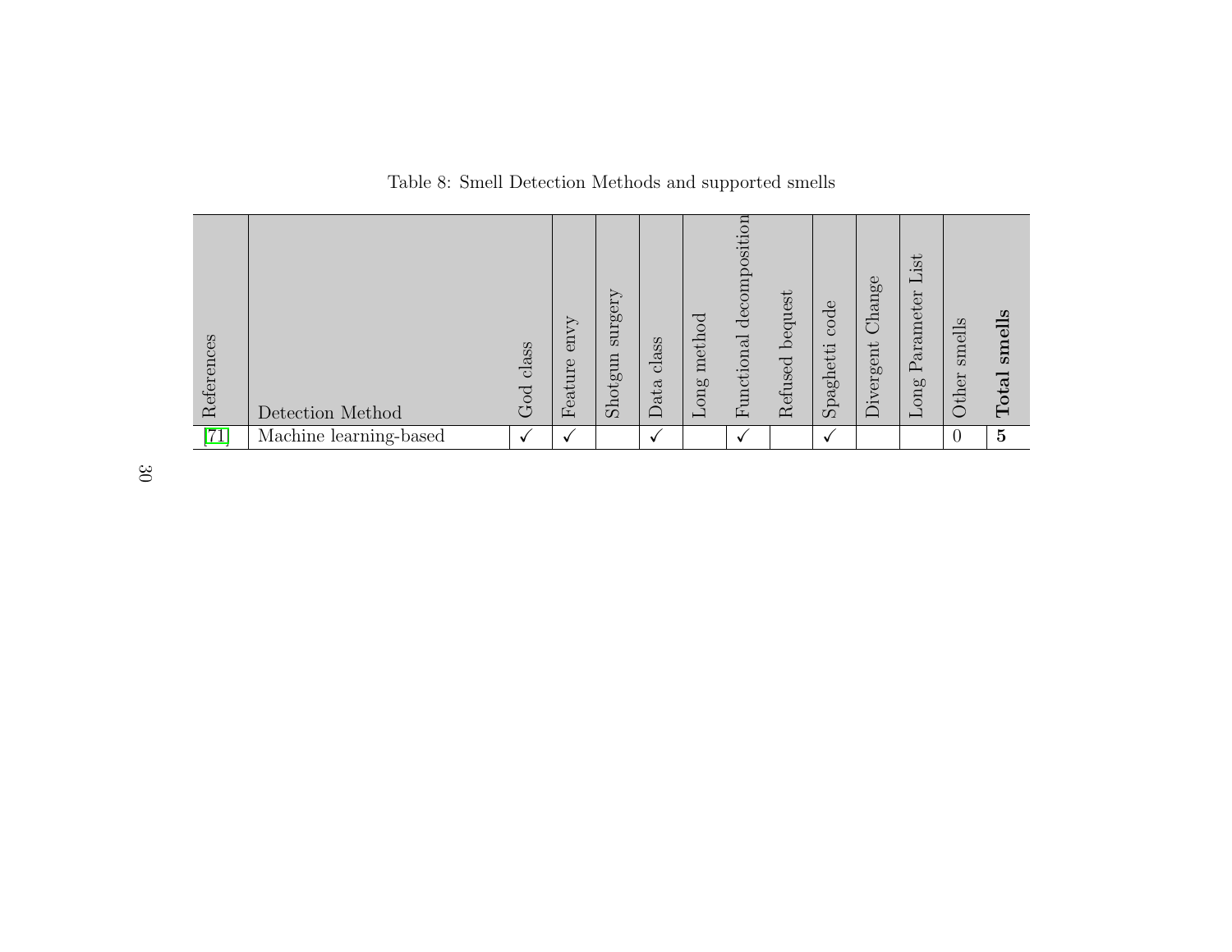Table 8: Smell Detection Methods and supported smells

| References | Detection Method | God class | Feature envy | Shotgun surgery | Data class | Long method | Functional decomposition | Refused bequest | Spaghetti code | Divergent Change | Long Parameter List | Other smells | **Total smells** |
|---|---|---|---|---|---|---|---|---|---|---|---|---|---|
| [71] | Machine learning-based | ✓ | ✓ | | ✓ | | ✓ | | ✓ | | | 0 | **5** |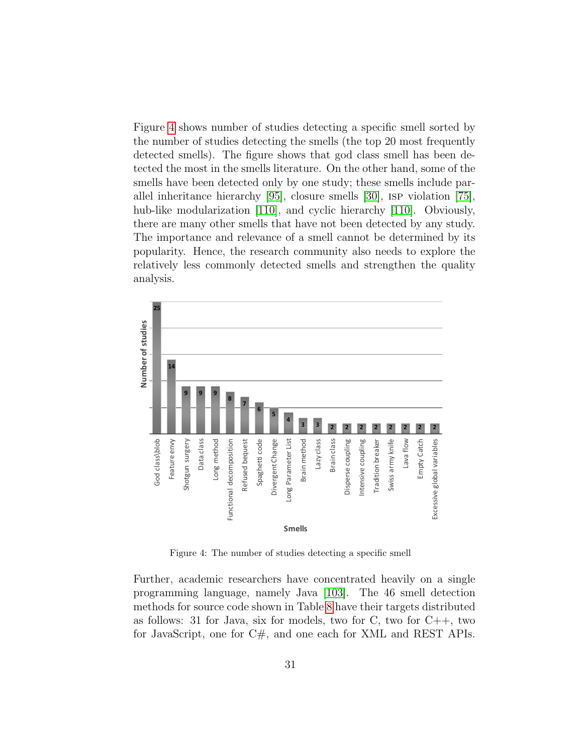Figure 4 shows number of studies detecting a specific smell sorted by the number of studies detecting the smells (the top 20 most frequently detected smells). The figure shows that god class smell has been detected the most in the smells literature. On the other hand, some of the smells have been detected only by one study; these smells include parallel inheritance hierarchy [95], closure smells [30], ISP violation [75], hub-like modularization [110], and cyclic hierarchy [110]. Obviously, there are many other smells that have not been detected by any study. The importance and relevance of a smell cannot be determined by its popularity. Hence, the research community also needs to explore the relatively less commonly detected smells and strengthen the quality analysis.

| Smells | Number of studies |
|---|---|
| God class\blob | 25 |
| Feature envy | 14 |
| Shotgun surgery | 9 |
| Data class | 9 |
| Long method | 9 |
| Functional decomposition | 8 |
| Refused bequest | 7 |
| Spaghetti code | 6 |
| Divergent Change | 5 |
| Long Parameter List | 4 |
| Brain method | 3 |
| Lazy class | 3 |
| Brain class | 2 |
| Disperse coupling | 2 |
| Intensive coupling | 2 |
| Tradition breaker | 2 |
| Swiss army knife | 2 |
| Lava flow | 2 |
| Empty Catch | 2 |
| Excessive global variables | 2 |

Figure 4: The number of studies detecting a specific smell

Further, academic researchers have concentrated heavily on a single programming language, namely Java [103]. The 46 smell detection methods for source code shown in Table 8 have their targets distributed as follows: 31 for Java, six for models, two for C, two for C++, two for JavaScript, one for C#, and one each for XML and REST APIs.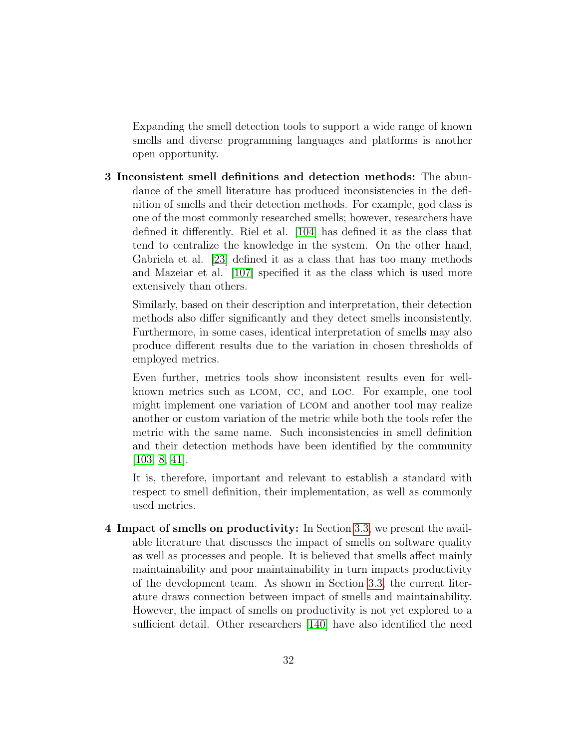Expanding the smell detection tools to support a wide range of known smells and diverse programming languages and platforms is another open opportunity.

**3 Inconsistent smell definitions and detection methods:** The abundance of the smell literature has produced inconsistencies in the definition of smells and their detection methods. For example, god class is one of the most commonly researched smells; however, researchers have defined it differently. Riel et al. [104] has defined it as the class that tend to centralize the knowledge in the system. On the other hand, Gabriela et al. [23] defined it as a class that has too many methods and Mazeiar et al. [107] specified it as the class which is used more extensively than others.

Similarly, based on their description and interpretation, their detection methods also differ significantly and they detect smells inconsistently. Furthermore, in some cases, identical interpretation of smells may also produce different results due to the variation in chosen thresholds of employed metrics.

Even further, metrics tools show inconsistent results even for well-known metrics such as LCOM, CC, and LOC. For example, one tool might implement one variation of LCOM and another tool may realize another or custom variation of the metric while both the tools refer the metric with the same name. Such inconsistencies in smell definition and their detection methods have been identified by the community [103, 8, 41].

It is, therefore, important and relevant to establish a standard with respect to smell definition, their implementation, as well as commonly used metrics.

**4 Impact of smells on productivity:** In Section 3.3, we present the available literature that discusses the impact of smells on software quality as well as processes and people. It is believed that smells affect mainly maintainability and poor maintainability in turn impacts productivity of the development team. As shown in Section 3.3, the current literature draws connection between impact of smells and maintainability. However, the impact of smells on productivity is not yet explored to a sufficient detail. Other researchers [140] have also identified the need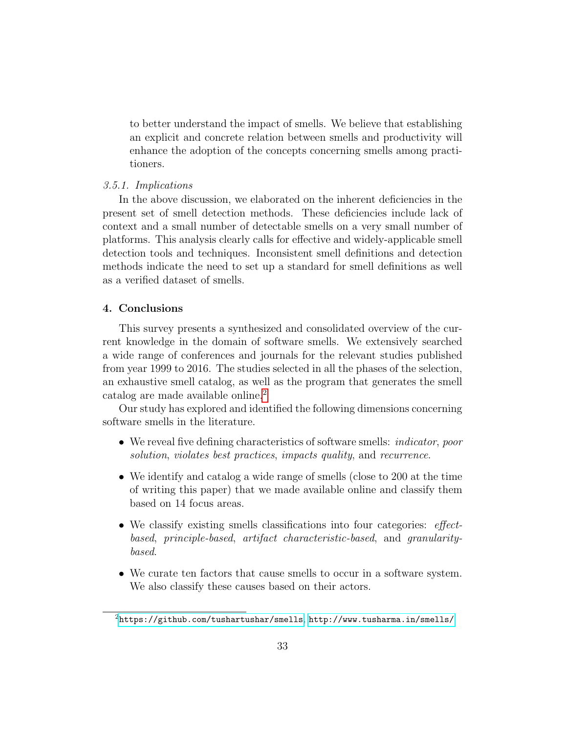to better understand the impact of smells. We believe that establishing an explicit and concrete relation between smells and productivity will enhance the adoption of the concepts concerning smells among practitioners.

#### *3.5.1. Implications*

In the above discussion, we elaborated on the inherent deficiencies in the present set of smell detection methods. These deficiencies include lack of context and a small number of detectable smells on a very small number of platforms. This analysis clearly calls for effective and widely-applicable smell detection tools and techniques. Inconsistent smell definitions and detection methods indicate the need to set up a standard for smell definitions as well as a verified dataset of smells.

## 4. Conclusions

This survey presents a synthesized and consolidated overview of the current knowledge in the domain of software smells. We extensively searched a wide range of conferences and journals for the relevant studies published from year 1999 to 2016. The studies selected in all the phases of the selection, an exhaustive smell catalog, as well as the program that generates the smell catalog are made available online.[2]

Our study has explored and identified the following dimensions concerning software smells in the literature.

- We reveal five defining characteristics of software smells: *indicator*, *poor solution*, *violates best practices*, *impacts quality*, and *recurrence*.
- We identify and catalog a wide range of smells (close to 200 at the time of writing this paper) that we made available online and classify them based on 14 focus areas.
- We classify existing smells classifications into four categories: *effect-based*, *principle-based*, *artifact characteristic-based*, and *granularity-based*.
- We curate ten factors that cause smells to occur in a software system. We also classify these causes based on their actors.

[2] https://github.com/tushartushar/smells, http://www.tusharma.in/smells/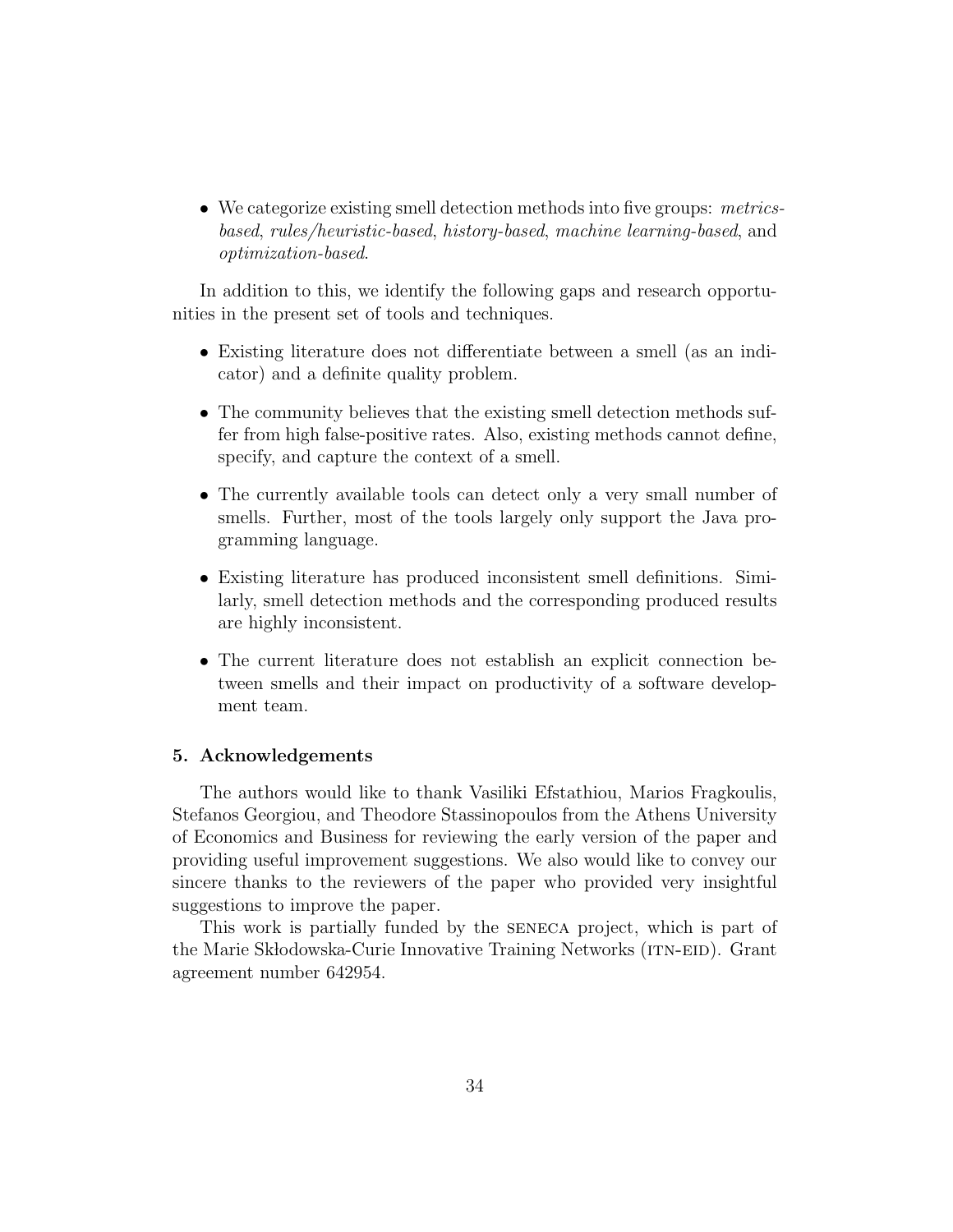- We categorize existing smell detection methods into five groups: *metrics-based*, *rules/heuristic-based*, *history-based*, *machine learning-based*, and *optimization-based*.

In addition to this, we identify the following gaps and research opportunities in the present set of tools and techniques.

- Existing literature does not differentiate between a smell (as an indicator) and a definite quality problem.
- The community believes that the existing smell detection methods suffer from high false-positive rates. Also, existing methods cannot define, specify, and capture the context of a smell.
- The currently available tools can detect only a very small number of smells. Further, most of the tools largely only support the Java programming language.
- Existing literature has produced inconsistent smell definitions. Similarly, smell detection methods and the corresponding produced results are highly inconsistent.
- The current literature does not establish an explicit connection between smells and their impact on productivity of a software development team.

## 5. Acknowledgements

The authors would like to thank Vasiliki Efstathiou, Marios Fragkoulis, Stefanos Georgiou, and Theodore Stassinopoulos from the Athens University of Economics and Business for reviewing the early version of the paper and providing useful improvement suggestions. We also would like to convey our sincere thanks to the reviewers of the paper who provided very insightful suggestions to improve the paper.

This work is partially funded by the SENECA project, which is part of the Marie Skłodowska-Curie Innovative Training Networks (ITN-EID). Grant agreement number 642954.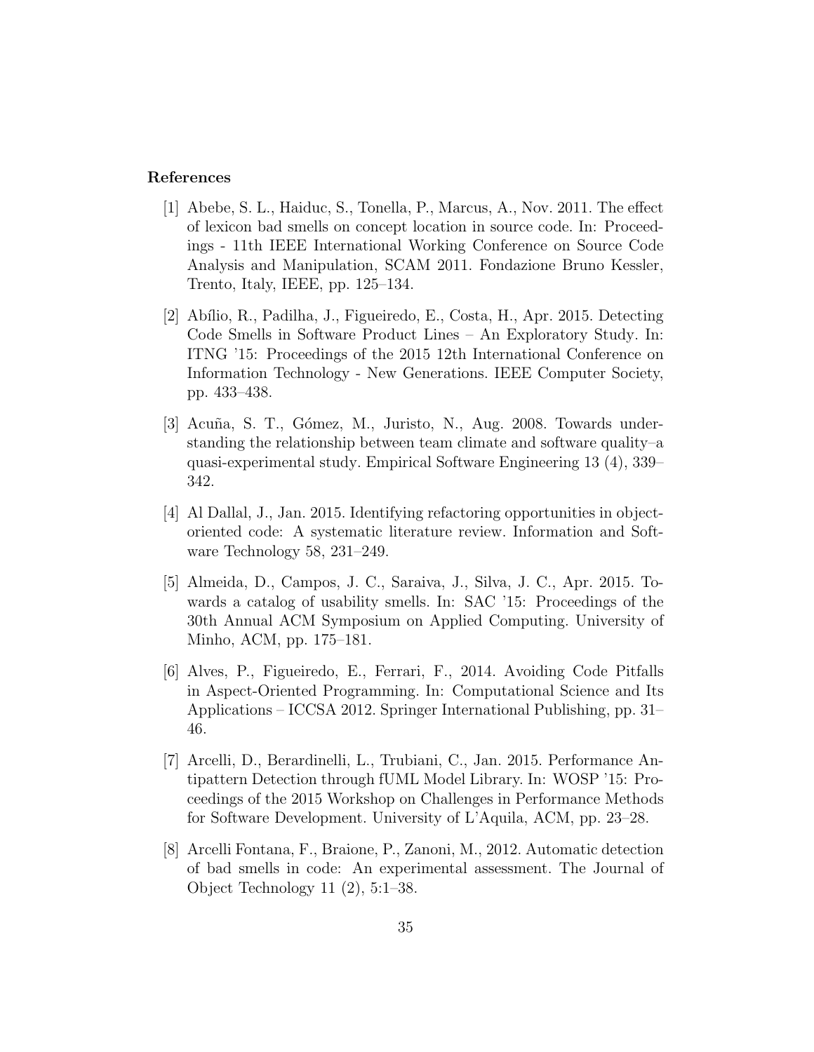## References

[1] Abebe, S. L., Haiduc, S., Tonella, P., Marcus, A., Nov. 2011. The effect of lexicon bad smells on concept location in source code. In: Proceedings - 11th IEEE International Working Conference on Source Code Analysis and Manipulation, SCAM 2011. Fondazione Bruno Kessler, Trento, Italy, IEEE, pp. 125–134.

[2] Abílio, R., Padilha, J., Figueiredo, E., Costa, H., Apr. 2015. Detecting Code Smells in Software Product Lines – An Exploratory Study. In: ITNG '15: Proceedings of the 2015 12th International Conference on Information Technology - New Generations. IEEE Computer Society, pp. 433–438.

[3] Acuña, S. T., Gómez, M., Juristo, N., Aug. 2008. Towards understanding the relationship between team climate and software quality–a quasi-experimental study. Empirical Software Engineering 13 (4), 339–342.

[4] Al Dallal, J., Jan. 2015. Identifying refactoring opportunities in object-oriented code: A systematic literature review. Information and Software Technology 58, 231–249.

[5] Almeida, D., Campos, J. C., Saraiva, J., Silva, J. C., Apr. 2015. Towards a catalog of usability smells. In: SAC '15: Proceedings of the 30th Annual ACM Symposium on Applied Computing. University of Minho, ACM, pp. 175–181.

[6] Alves, P., Figueiredo, E., Ferrari, F., 2014. Avoiding Code Pitfalls in Aspect-Oriented Programming. In: Computational Science and Its Applications – ICCSA 2012. Springer International Publishing, pp. 31–46.

[7] Arcelli, D., Berardinelli, L., Trubiani, C., Jan. 2015. Performance Antipattern Detection through fUML Model Library. In: WOSP '15: Proceedings of the 2015 Workshop on Challenges in Performance Methods for Software Development. University of L'Aquila, ACM, pp. 23–28.

[8] Arcelli Fontana, F., Braione, P., Zanoni, M., 2012. Automatic detection of bad smells in code: An experimental assessment. The Journal of Object Technology 11 (2), 5:1–38.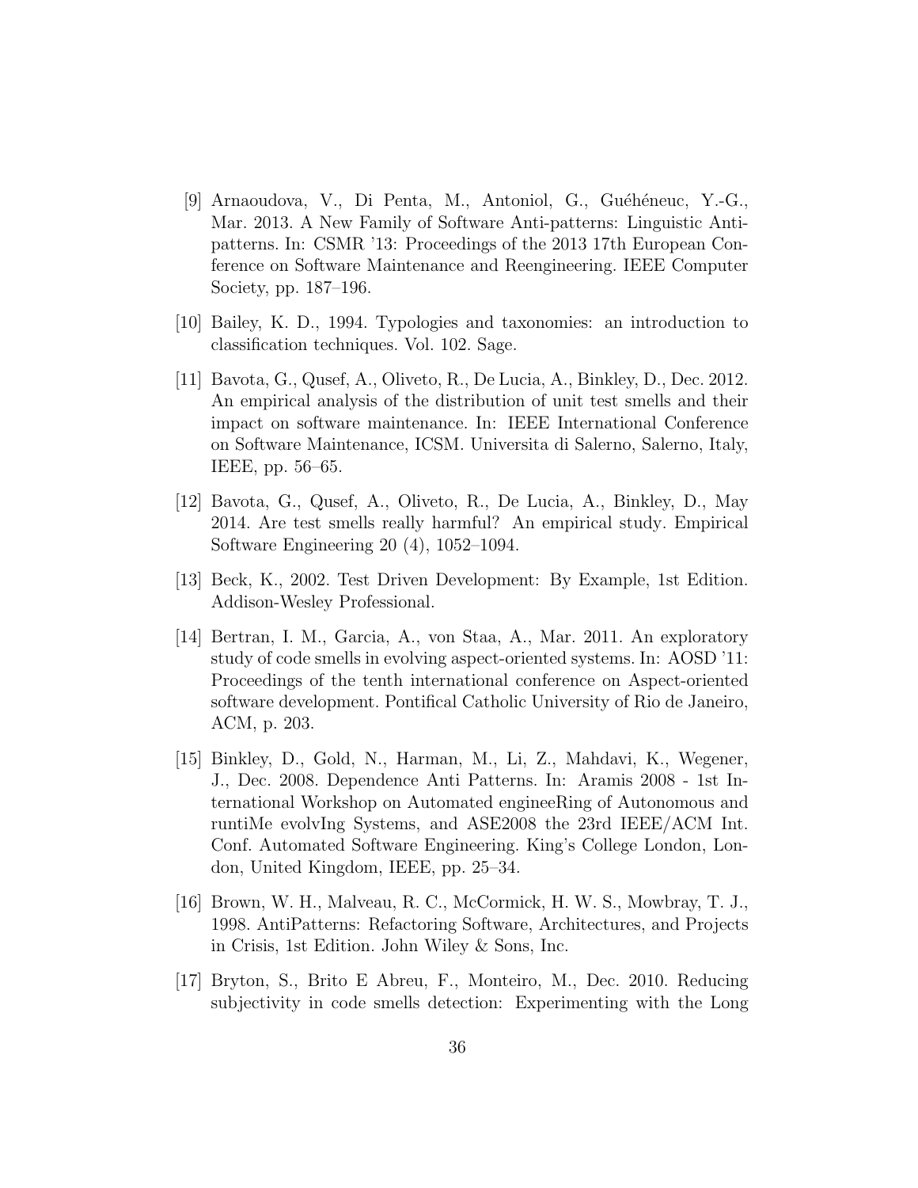[9] Arnaoudova, V., Di Penta, M., Antoniol, G., Guéhéneuc, Y.-G., Mar. 2013. A New Family of Software Anti-patterns: Linguistic Anti-patterns. In: CSMR '13: Proceedings of the 2013 17th European Conference on Software Maintenance and Reengineering. IEEE Computer Society, pp. 187–196.

[10] Bailey, K. D., 1994. Typologies and taxonomies: an introduction to classification techniques. Vol. 102. Sage.

[11] Bavota, G., Qusef, A., Oliveto, R., De Lucia, A., Binkley, D., Dec. 2012. An empirical analysis of the distribution of unit test smells and their impact on software maintenance. In: IEEE International Conference on Software Maintenance, ICSM. Universita di Salerno, Salerno, Italy, IEEE, pp. 56–65.

[12] Bavota, G., Qusef, A., Oliveto, R., De Lucia, A., Binkley, D., May 2014. Are test smells really harmful? An empirical study. Empirical Software Engineering 20 (4), 1052–1094.

[13] Beck, K., 2002. Test Driven Development: By Example, 1st Edition. Addison-Wesley Professional.

[14] Bertran, I. M., Garcia, A., von Staa, A., Mar. 2011. An exploratory study of code smells in evolving aspect-oriented systems. In: AOSD '11: Proceedings of the tenth international conference on Aspect-oriented software development. Pontifical Catholic University of Rio de Janeiro, ACM, p. 203.

[15] Binkley, D., Gold, N., Harman, M., Li, Z., Mahdavi, K., Wegener, J., Dec. 2008. Dependence Anti Patterns. In: Aramis 2008 - 1st International Workshop on Automated engineeRing of Autonomous and runtiMe evolvIng Systems, and ASE2008 the 23rd IEEE/ACM Int. Conf. Automated Software Engineering. King's College London, London, United Kingdom, IEEE, pp. 25–34.

[16] Brown, W. H., Malveau, R. C., McCormick, H. W. S., Mowbray, T. J., 1998. AntiPatterns: Refactoring Software, Architectures, and Projects in Crisis, 1st Edition. John Wiley & Sons, Inc.

[17] Bryton, S., Brito E Abreu, F., Monteiro, M., Dec. 2010. Reducing subjectivity in code smells detection: Experimenting with the Long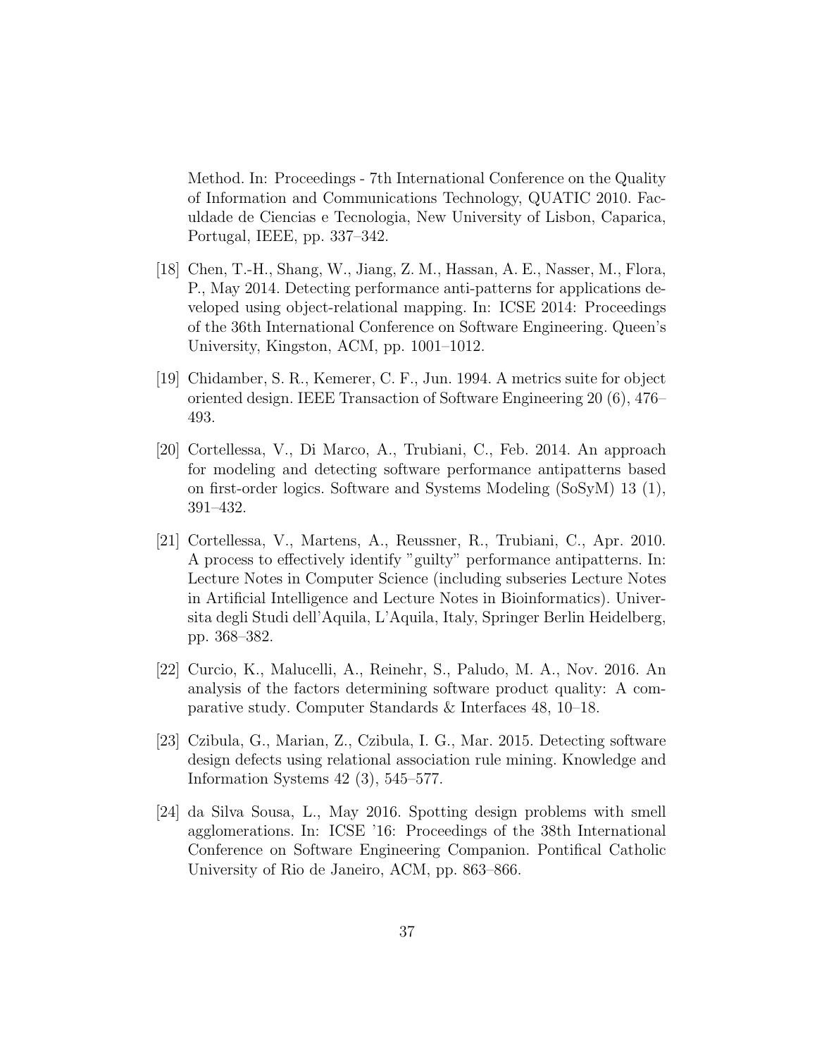Method. In: Proceedings - 7th International Conference on the Quality of Information and Communications Technology, QUATIC 2010. Faculdade de Ciencias e Tecnologia, New University of Lisbon, Caparica, Portugal, IEEE, pp. 337–342.

[18] Chen, T.-H., Shang, W., Jiang, Z. M., Hassan, A. E., Nasser, M., Flora, P., May 2014. Detecting performance anti-patterns for applications developed using object-relational mapping. In: ICSE 2014: Proceedings of the 36th International Conference on Software Engineering. Queen's University, Kingston, ACM, pp. 1001–1012.

[19] Chidamber, S. R., Kemerer, C. F., Jun. 1994. A metrics suite for object oriented design. IEEE Transaction of Software Engineering 20 (6), 476–493.

[20] Cortellessa, V., Di Marco, A., Trubiani, C., Feb. 2014. An approach for modeling and detecting software performance antipatterns based on first-order logics. Software and Systems Modeling (SoSyM) 13 (1), 391–432.

[21] Cortellessa, V., Martens, A., Reussner, R., Trubiani, C., Apr. 2010. A process to effectively identify "guilty" performance antipatterns. In: Lecture Notes in Computer Science (including subseries Lecture Notes in Artificial Intelligence and Lecture Notes in Bioinformatics). Universita degli Studi dell'Aquila, L'Aquila, Italy, Springer Berlin Heidelberg, pp. 368–382.

[22] Curcio, K., Malucelli, A., Reinehr, S., Paludo, M. A., Nov. 2016. An analysis of the factors determining software product quality: A comparative study. Computer Standards & Interfaces 48, 10–18.

[23] Czibula, G., Marian, Z., Czibula, I. G., Mar. 2015. Detecting software design defects using relational association rule mining. Knowledge and Information Systems 42 (3), 545–577.

[24] da Silva Sousa, L., May 2016. Spotting design problems with smell agglomerations. In: ICSE '16: Proceedings of the 38th International Conference on Software Engineering Companion. Pontifical Catholic University of Rio de Janeiro, ACM, pp. 863–866.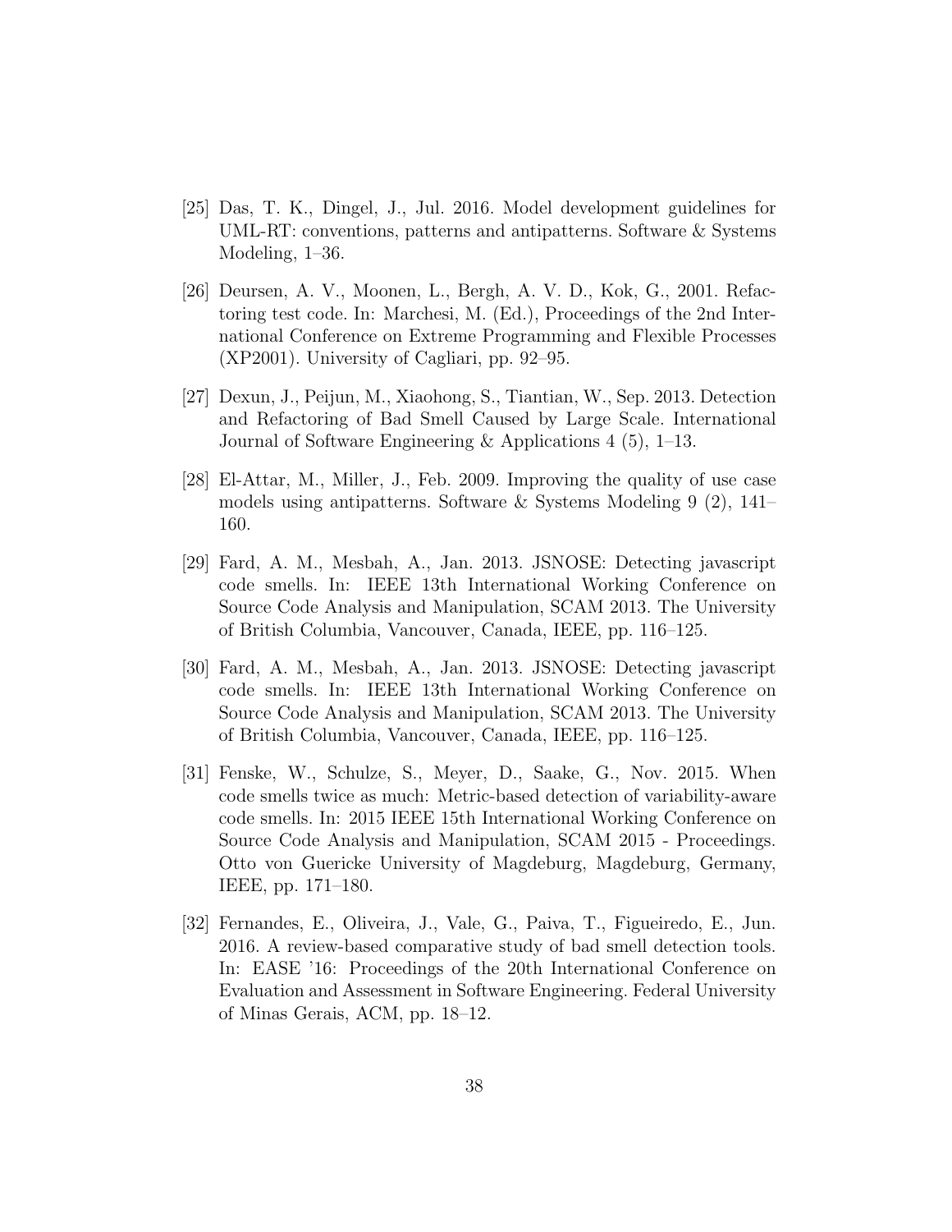[25] Das, T. K., Dingel, J., Jul. 2016. Model development guidelines for UML-RT: conventions, patterns and antipatterns. Software & Systems Modeling, 1–36.

[26] Deursen, A. V., Moonen, L., Bergh, A. V. D., Kok, G., 2001. Refactoring test code. In: Marchesi, M. (Ed.), Proceedings of the 2nd International Conference on Extreme Programming and Flexible Processes (XP2001). University of Cagliari, pp. 92–95.

[27] Dexun, J., Peijun, M., Xiaohong, S., Tiantian, W., Sep. 2013. Detection and Refactoring of Bad Smell Caused by Large Scale. International Journal of Software Engineering & Applications 4 (5), 1–13.

[28] El-Attar, M., Miller, J., Feb. 2009. Improving the quality of use case models using antipatterns. Software & Systems Modeling 9 (2), 141–160.

[29] Fard, A. M., Mesbah, A., Jan. 2013. JSNOSE: Detecting javascript code smells. In: IEEE 13th International Working Conference on Source Code Analysis and Manipulation, SCAM 2013. The University of British Columbia, Vancouver, Canada, IEEE, pp. 116–125.

[30] Fard, A. M., Mesbah, A., Jan. 2013. JSNOSE: Detecting javascript code smells. In: IEEE 13th International Working Conference on Source Code Analysis and Manipulation, SCAM 2013. The University of British Columbia, Vancouver, Canada, IEEE, pp. 116–125.

[31] Fenske, W., Schulze, S., Meyer, D., Saake, G., Nov. 2015. When code smells twice as much: Metric-based detection of variability-aware code smells. In: 2015 IEEE 15th International Working Conference on Source Code Analysis and Manipulation, SCAM 2015 - Proceedings. Otto von Guericke University of Magdeburg, Magdeburg, Germany, IEEE, pp. 171–180.

[32] Fernandes, E., Oliveira, J., Vale, G., Paiva, T., Figueiredo, E., Jun. 2016. A review-based comparative study of bad smell detection tools. In: EASE '16: Proceedings of the 20th International Conference on Evaluation and Assessment in Software Engineering. Federal University of Minas Gerais, ACM, pp. 18–12.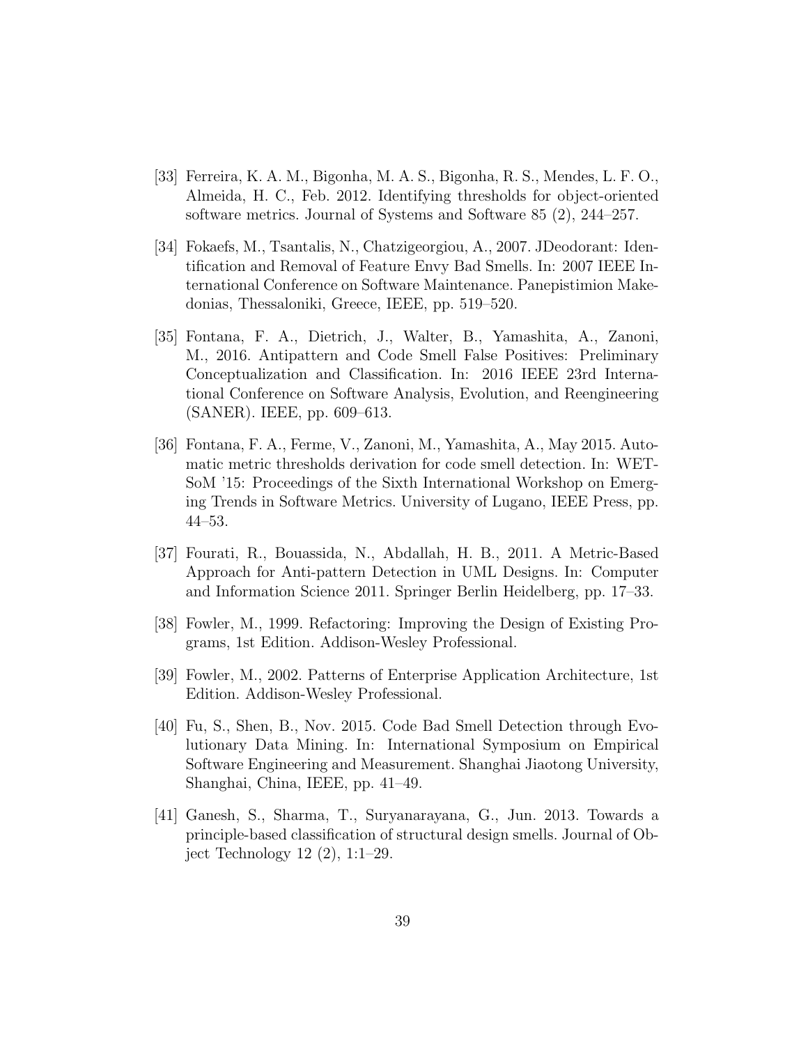[33] Ferreira, K. A. M., Bigonha, M. A. S., Bigonha, R. S., Mendes, L. F. O., Almeida, H. C., Feb. 2012. Identifying thresholds for object-oriented software metrics. Journal of Systems and Software 85 (2), 244–257.

[34] Fokaefs, M., Tsantalis, N., Chatzigeorgiou, A., 2007. JDeodorant: Identification and Removal of Feature Envy Bad Smells. In: 2007 IEEE International Conference on Software Maintenance. Panepistimion Makedonias, Thessaloniki, Greece, IEEE, pp. 519–520.

[35] Fontana, F. A., Dietrich, J., Walter, B., Yamashita, A., Zanoni, M., 2016. Antipattern and Code Smell False Positives: Preliminary Conceptualization and Classification. In: 2016 IEEE 23rd International Conference on Software Analysis, Evolution, and Reengineering (SANER). IEEE, pp. 609–613.

[36] Fontana, F. A., Ferme, V., Zanoni, M., Yamashita, A., May 2015. Automatic metric thresholds derivation for code smell detection. In: WETSoM '15: Proceedings of the Sixth International Workshop on Emerging Trends in Software Metrics. University of Lugano, IEEE Press, pp. 44–53.

[37] Fourati, R., Bouassida, N., Abdallah, H. B., 2011. A Metric-Based Approach for Anti-pattern Detection in UML Designs. In: Computer and Information Science 2011. Springer Berlin Heidelberg, pp. 17–33.

[38] Fowler, M., 1999. Refactoring: Improving the Design of Existing Programs, 1st Edition. Addison-Wesley Professional.

[39] Fowler, M., 2002. Patterns of Enterprise Application Architecture, 1st Edition. Addison-Wesley Professional.

[40] Fu, S., Shen, B., Nov. 2015. Code Bad Smell Detection through Evolutionary Data Mining. In: International Symposium on Empirical Software Engineering and Measurement. Shanghai Jiaotong University, Shanghai, China, IEEE, pp. 41–49.

[41] Ganesh, S., Sharma, T., Suryanarayana, G., Jun. 2013. Towards a principle-based classification of structural design smells. Journal of Object Technology 12 (2), 1:1–29.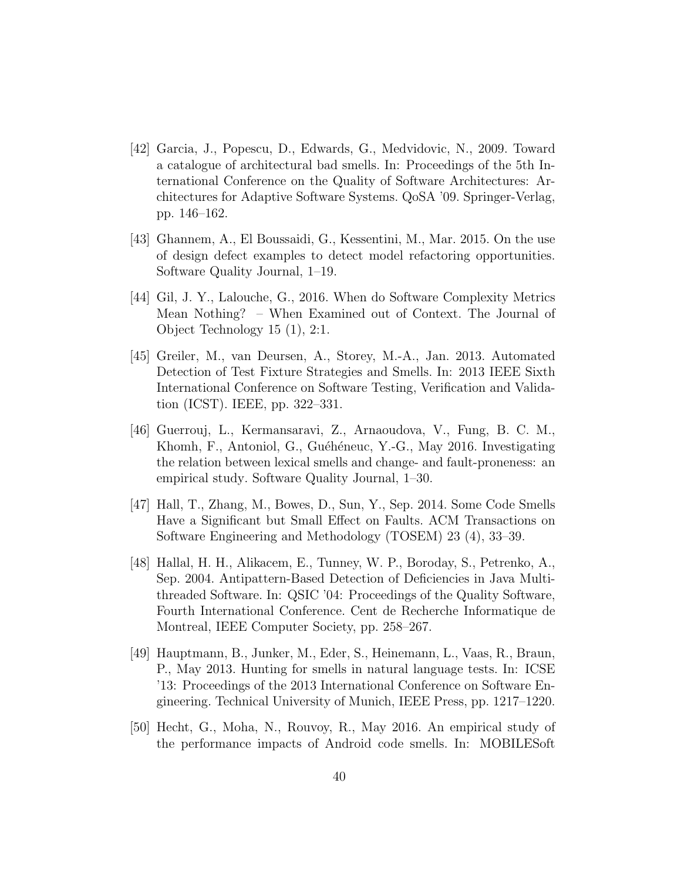[42] Garcia, J., Popescu, D., Edwards, G., Medvidovic, N., 2009. Toward a catalogue of architectural bad smells. In: Proceedings of the 5th International Conference on the Quality of Software Architectures: Architectures for Adaptive Software Systems. QoSA '09. Springer-Verlag, pp. 146–162.

[43] Ghannem, A., El Boussaidi, G., Kessentini, M., Mar. 2015. On the use of design defect examples to detect model refactoring opportunities. Software Quality Journal, 1–19.

[44] Gil, J. Y., Lalouche, G., 2016. When do Software Complexity Metrics Mean Nothing? – When Examined out of Context. The Journal of Object Technology 15 (1), 2:1.

[45] Greiler, M., van Deursen, A., Storey, M.-A., Jan. 2013. Automated Detection of Test Fixture Strategies and Smells. In: 2013 IEEE Sixth International Conference on Software Testing, Verification and Validation (ICST). IEEE, pp. 322–331.

[46] Guerrouj, L., Kermansaravi, Z., Arnaoudova, V., Fung, B. C. M., Khomh, F., Antoniol, G., Guéhéneuc, Y.-G., May 2016. Investigating the relation between lexical smells and change- and fault-proneness: an empirical study. Software Quality Journal, 1–30.

[47] Hall, T., Zhang, M., Bowes, D., Sun, Y., Sep. 2014. Some Code Smells Have a Significant but Small Effect on Faults. ACM Transactions on Software Engineering and Methodology (TOSEM) 23 (4), 33–39.

[48] Hallal, H. H., Alikacem, E., Tunney, W. P., Boroday, S., Petrenko, A., Sep. 2004. Antipattern-Based Detection of Deficiencies in Java Multithreaded Software. In: QSIC '04: Proceedings of the Quality Software, Fourth International Conference. Cent de Recherche Informatique de Montreal, IEEE Computer Society, pp. 258–267.

[49] Hauptmann, B., Junker, M., Eder, S., Heinemann, L., Vaas, R., Braun, P., May 2013. Hunting for smells in natural language tests. In: ICSE '13: Proceedings of the 2013 International Conference on Software Engineering. Technical University of Munich, IEEE Press, pp. 1217–1220.

[50] Hecht, G., Moha, N., Rouvoy, R., May 2016. An empirical study of the performance impacts of Android code smells. In: MOBILESoft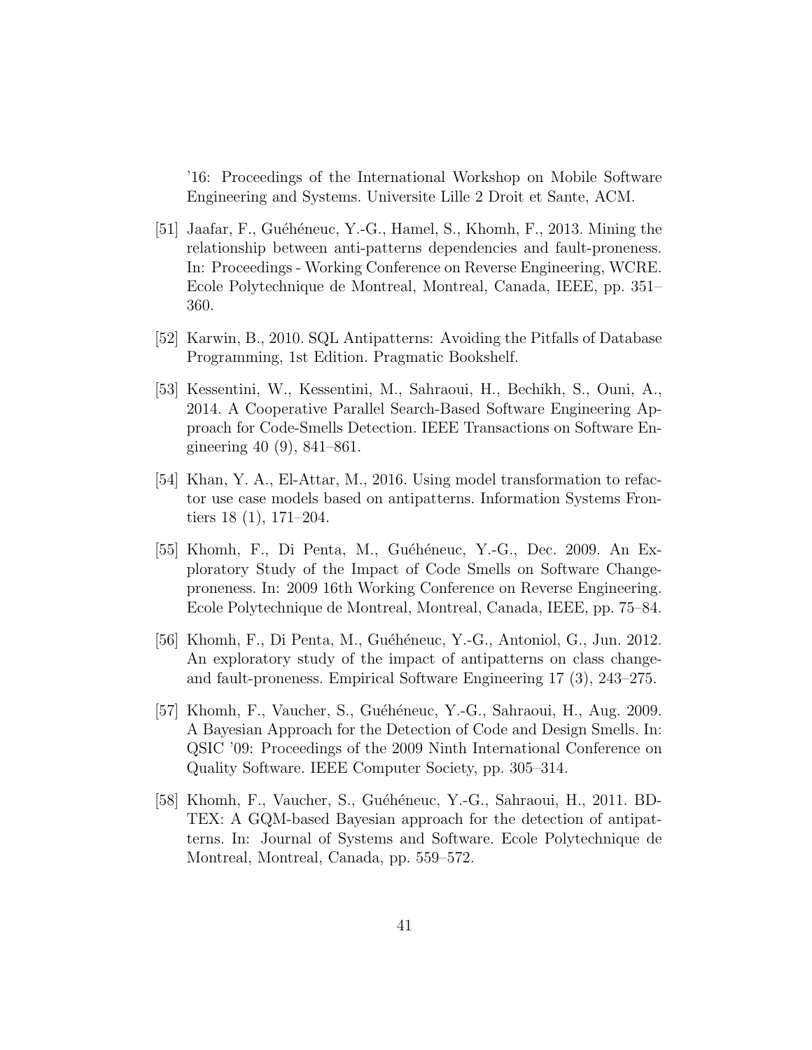'16: Proceedings of the International Workshop on Mobile Software Engineering and Systems. Universite Lille 2 Droit et Sante, ACM.

[51] Jaafar, F., Guéhéneuc, Y.-G., Hamel, S., Khomh, F., 2013. Mining the relationship between anti-patterns dependencies and fault-proneness. In: Proceedings - Working Conference on Reverse Engineering, WCRE. Ecole Polytechnique de Montreal, Montreal, Canada, IEEE, pp. 351–360.

[52] Karwin, B., 2010. SQL Antipatterns: Avoiding the Pitfalls of Database Programming, 1st Edition. Pragmatic Bookshelf.

[53] Kessentini, W., Kessentini, M., Sahraoui, H., Bechikh, S., Ouni, A., 2014. A Cooperative Parallel Search-Based Software Engineering Approach for Code-Smells Detection. IEEE Transactions on Software Engineering 40 (9), 841–861.

[54] Khan, Y. A., El-Attar, M., 2016. Using model transformation to refactor use case models based on antipatterns. Information Systems Frontiers 18 (1), 171–204.

[55] Khomh, F., Di Penta, M., Guéhéneuc, Y.-G., Dec. 2009. An Exploratory Study of the Impact of Code Smells on Software Change-proneness. In: 2009 16th Working Conference on Reverse Engineering. Ecole Polytechnique de Montreal, Montreal, Canada, IEEE, pp. 75–84.

[56] Khomh, F., Di Penta, M., Guéhéneuc, Y.-G., Antoniol, G., Jun. 2012. An exploratory study of the impact of antipatterns on class change- and fault-proneness. Empirical Software Engineering 17 (3), 243–275.

[57] Khomh, F., Vaucher, S., Guéhéneuc, Y.-G., Sahraoui, H., Aug. 2009. A Bayesian Approach for the Detection of Code and Design Smells. In: QSIC '09: Proceedings of the 2009 Ninth International Conference on Quality Software. IEEE Computer Society, pp. 305–314.

[58] Khomh, F., Vaucher, S., Guéhéneuc, Y.-G., Sahraoui, H., 2011. BDTEX: A GQM-based Bayesian approach for the detection of antipatterns. In: Journal of Systems and Software. Ecole Polytechnique de Montreal, Montreal, Canada, pp. 559–572.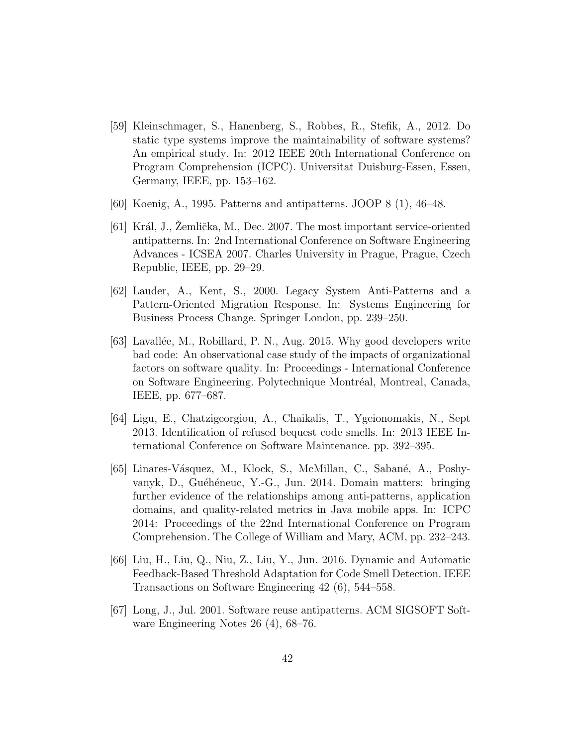[59] Kleinschmager, S., Hanenberg, S., Robbes, R., Stefik, A., 2012. Do static type systems improve the maintainability of software systems? An empirical study. In: 2012 IEEE 20th International Conference on Program Comprehension (ICPC). Universitat Duisburg-Essen, Essen, Germany, IEEE, pp. 153–162.

[60] Koenig, A., 1995. Patterns and antipatterns. JOOP 8 (1), 46–48.

[61] Král, J., Žemlička, M., Dec. 2007. The most important service-oriented antipatterns. In: 2nd International Conference on Software Engineering Advances - ICSEA 2007. Charles University in Prague, Prague, Czech Republic, IEEE, pp. 29–29.

[62] Lauder, A., Kent, S., 2000. Legacy System Anti-Patterns and a Pattern-Oriented Migration Response. In: Systems Engineering for Business Process Change. Springer London, pp. 239–250.

[63] Lavallée, M., Robillard, P. N., Aug. 2015. Why good developers write bad code: An observational case study of the impacts of organizational factors on software quality. In: Proceedings - International Conference on Software Engineering. Polytechnique Montréal, Montreal, Canada, IEEE, pp. 677–687.

[64] Ligu, E., Chatzigeorgiou, A., Chaikalis, T., Ygeionomakis, N., Sept 2013. Identification of refused bequest code smells. In: 2013 IEEE International Conference on Software Maintenance. pp. 392–395.

[65] Linares-Vásquez, M., Klock, S., McMillan, C., Sabané, A., Poshyvanyk, D., Guéhéneuc, Y.-G., Jun. 2014. Domain matters: bringing further evidence of the relationships among anti-patterns, application domains, and quality-related metrics in Java mobile apps. In: ICPC 2014: Proceedings of the 22nd International Conference on Program Comprehension. The College of William and Mary, ACM, pp. 232–243.

[66] Liu, H., Liu, Q., Niu, Z., Liu, Y., Jun. 2016. Dynamic and Automatic Feedback-Based Threshold Adaptation for Code Smell Detection. IEEE Transactions on Software Engineering 42 (6), 544–558.

[67] Long, J., Jul. 2001. Software reuse antipatterns. ACM SIGSOFT Software Engineering Notes 26 (4), 68–76.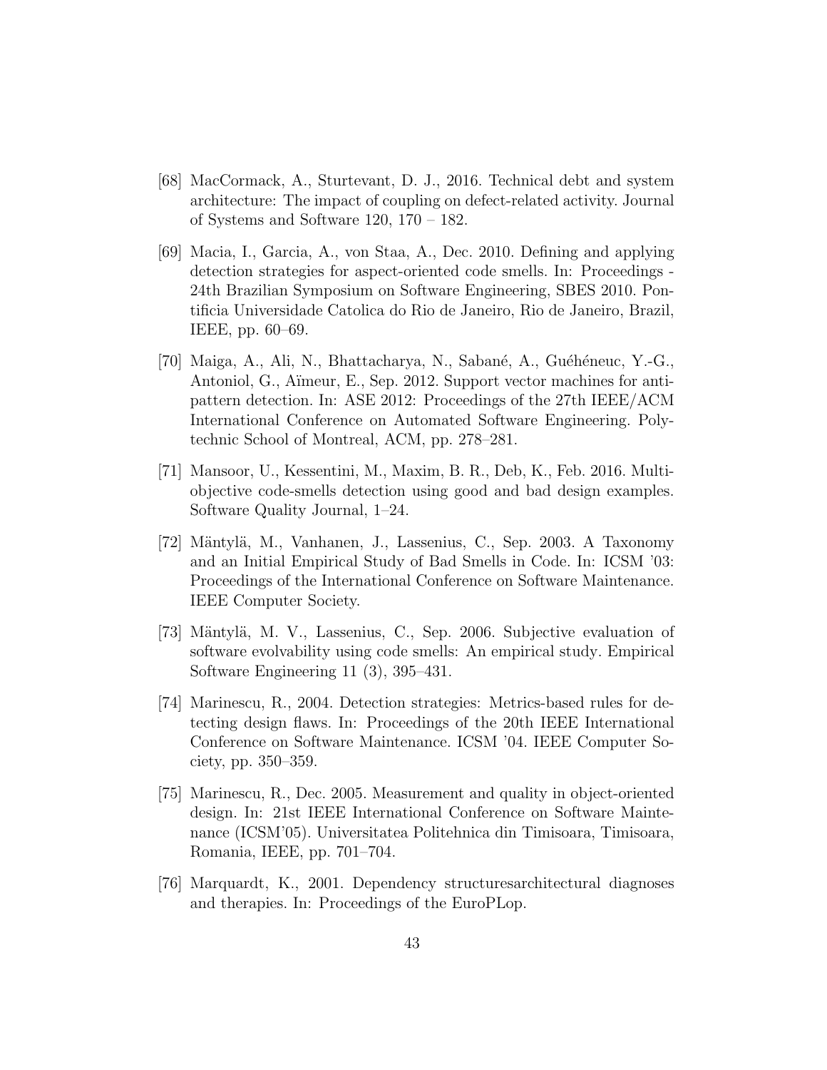[68] MacCormack, A., Sturtevant, D. J., 2016. Technical debt and system architecture: The impact of coupling on defect-related activity. Journal of Systems and Software 120, 170 – 182.

[69] Macia, I., Garcia, A., von Staa, A., Dec. 2010. Defining and applying detection strategies for aspect-oriented code smells. In: Proceedings - 24th Brazilian Symposium on Software Engineering, SBES 2010. Pontificia Universidade Catolica do Rio de Janeiro, Rio de Janeiro, Brazil, IEEE, pp. 60–69.

[70] Maiga, A., Ali, N., Bhattacharya, N., Sabané, A., Guéhéneuc, Y.-G., Antoniol, G., Aïmeur, E., Sep. 2012. Support vector machines for anti-pattern detection. In: ASE 2012: Proceedings of the 27th IEEE/ACM International Conference on Automated Software Engineering. Polytechnic School of Montreal, ACM, pp. 278–281.

[71] Mansoor, U., Kessentini, M., Maxim, B. R., Deb, K., Feb. 2016. Multi-objective code-smells detection using good and bad design examples. Software Quality Journal, 1–24.

[72] Mäntylä, M., Vanhanen, J., Lassenius, C., Sep. 2003. A Taxonomy and an Initial Empirical Study of Bad Smells in Code. In: ICSM '03: Proceedings of the International Conference on Software Maintenance. IEEE Computer Society.

[73] Mäntylä, M. V., Lassenius, C., Sep. 2006. Subjective evaluation of software evolvability using code smells: An empirical study. Empirical Software Engineering 11 (3), 395–431.

[74] Marinescu, R., 2004. Detection strategies: Metrics-based rules for detecting design flaws. In: Proceedings of the 20th IEEE International Conference on Software Maintenance. ICSM '04. IEEE Computer Society, pp. 350–359.

[75] Marinescu, R., Dec. 2005. Measurement and quality in object-oriented design. In: 21st IEEE International Conference on Software Maintenance (ICSM'05). Universitatea Politehnica din Timisoara, Timisoara, Romania, IEEE, pp. 701–704.

[76] Marquardt, K., 2001. Dependency structuresarchitectural diagnoses and therapies. In: Proceedings of the EuroPLop.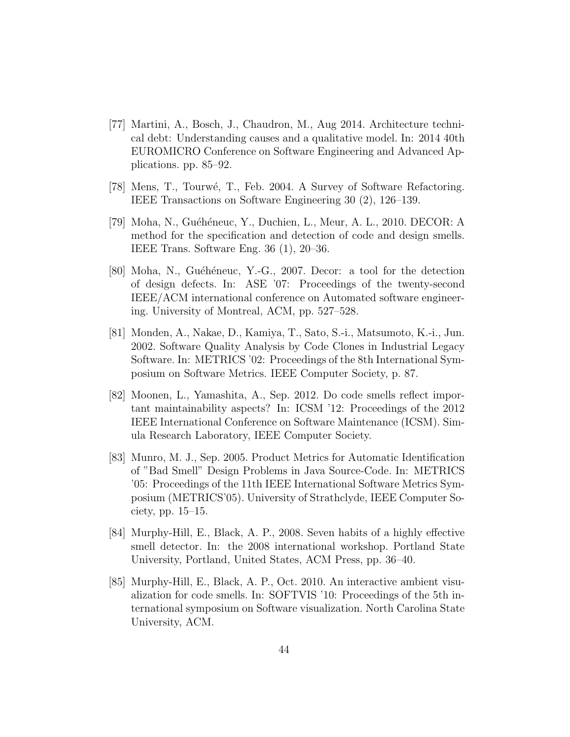[77] Martini, A., Bosch, J., Chaudron, M., Aug 2014. Architecture technical debt: Understanding causes and a qualitative model. In: 2014 40th EUROMICRO Conference on Software Engineering and Advanced Applications. pp. 85–92.

[78] Mens, T., Tourwé, T., Feb. 2004. A Survey of Software Refactoring. IEEE Transactions on Software Engineering 30 (2), 126–139.

[79] Moha, N., Guéhéneuc, Y., Duchien, L., Meur, A. L., 2010. DECOR: A method for the specification and detection of code and design smells. IEEE Trans. Software Eng. 36 (1), 20–36.

[80] Moha, N., Guéhéneuc, Y.-G., 2007. Decor: a tool for the detection of design defects. In: ASE '07: Proceedings of the twenty-second IEEE/ACM international conference on Automated software engineering. University of Montreal, ACM, pp. 527–528.

[81] Monden, A., Nakae, D., Kamiya, T., Sato, S.-i., Matsumoto, K.-i., Jun. 2002. Software Quality Analysis by Code Clones in Industrial Legacy Software. In: METRICS '02: Proceedings of the 8th International Symposium on Software Metrics. IEEE Computer Society, p. 87.

[82] Moonen, L., Yamashita, A., Sep. 2012. Do code smells reflect important maintainability aspects? In: ICSM '12: Proceedings of the 2012 IEEE International Conference on Software Maintenance (ICSM). Simula Research Laboratory, IEEE Computer Society.

[83] Munro, M. J., Sep. 2005. Product Metrics for Automatic Identification of "Bad Smell" Design Problems in Java Source-Code. In: METRICS '05: Proceedings of the 11th IEEE International Software Metrics Symposium (METRICS'05). University of Strathclyde, IEEE Computer Society, pp. 15–15.

[84] Murphy-Hill, E., Black, A. P., 2008. Seven habits of a highly effective smell detector. In: the 2008 international workshop. Portland State University, Portland, United States, ACM Press, pp. 36–40.

[85] Murphy-Hill, E., Black, A. P., Oct. 2010. An interactive ambient visualization for code smells. In: SOFTVIS '10: Proceedings of the 5th international symposium on Software visualization. North Carolina State University, ACM.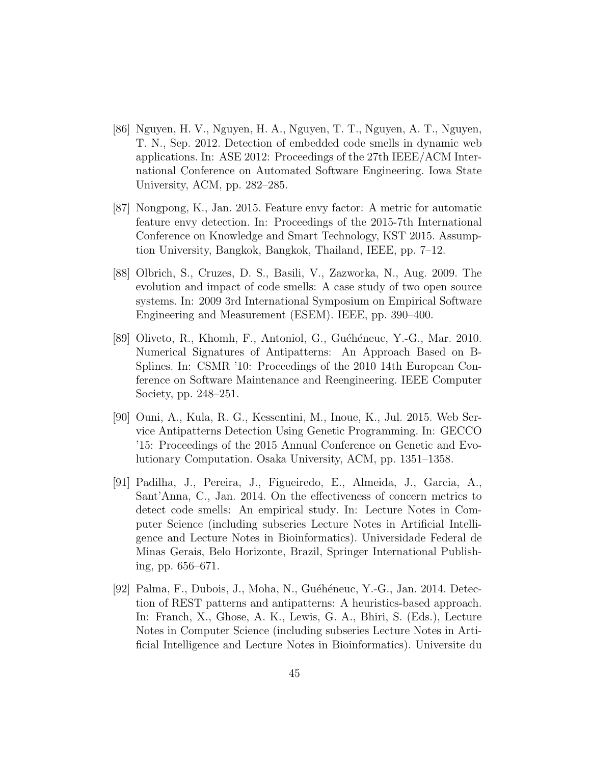[86] Nguyen, H. V., Nguyen, H. A., Nguyen, T. T., Nguyen, A. T., Nguyen, T. N., Sep. 2012. Detection of embedded code smells in dynamic web applications. In: ASE 2012: Proceedings of the 27th IEEE/ACM International Conference on Automated Software Engineering. Iowa State University, ACM, pp. 282–285.

[87] Nongpong, K., Jan. 2015. Feature envy factor: A metric for automatic feature envy detection. In: Proceedings of the 2015-7th International Conference on Knowledge and Smart Technology, KST 2015. Assumption University, Bangkok, Bangkok, Thailand, IEEE, pp. 7–12.

[88] Olbrich, S., Cruzes, D. S., Basili, V., Zazworka, N., Aug. 2009. The evolution and impact of code smells: A case study of two open source systems. In: 2009 3rd International Symposium on Empirical Software Engineering and Measurement (ESEM). IEEE, pp. 390–400.

[89] Oliveto, R., Khomh, F., Antoniol, G., Guéhéneuc, Y.-G., Mar. 2010. Numerical Signatures of Antipatterns: An Approach Based on B-Splines. In: CSMR '10: Proceedings of the 2010 14th European Conference on Software Maintenance and Reengineering. IEEE Computer Society, pp. 248–251.

[90] Ouni, A., Kula, R. G., Kessentini, M., Inoue, K., Jul. 2015. Web Service Antipatterns Detection Using Genetic Programming. In: GECCO '15: Proceedings of the 2015 Annual Conference on Genetic and Evolutionary Computation. Osaka University, ACM, pp. 1351–1358.

[91] Padilha, J., Pereira, J., Figueiredo, E., Almeida, J., Garcia, A., Sant'Anna, C., Jan. 2014. On the effectiveness of concern metrics to detect code smells: An empirical study. In: Lecture Notes in Computer Science (including subseries Lecture Notes in Artificial Intelligence and Lecture Notes in Bioinformatics). Universidade Federal de Minas Gerais, Belo Horizonte, Brazil, Springer International Publishing, pp. 656–671.

[92] Palma, F., Dubois, J., Moha, N., Guéhéneuc, Y.-G., Jan. 2014. Detection of REST patterns and antipatterns: A heuristics-based approach. In: Franch, X., Ghose, A. K., Lewis, G. A., Bhiri, S. (Eds.), Lecture Notes in Computer Science (including subseries Lecture Notes in Artificial Intelligence and Lecture Notes in Bioinformatics). Universite du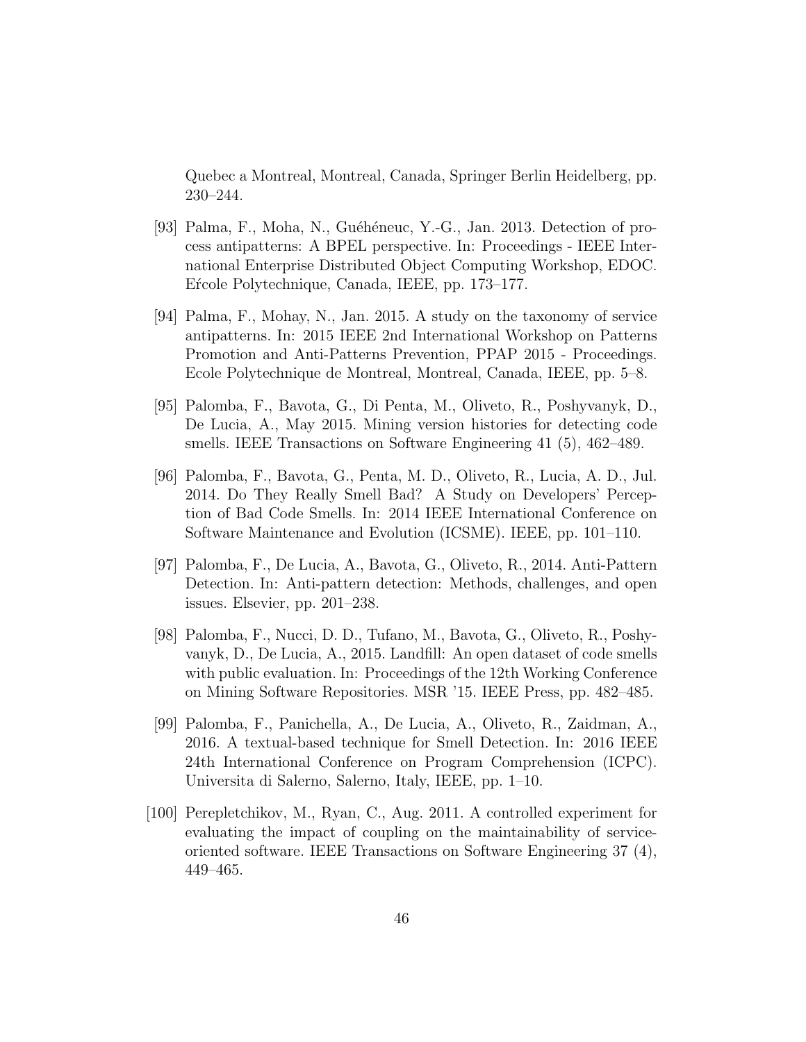Quebec a Montreal, Montreal, Canada, Springer Berlin Heidelberg, pp. 230–244.

[93] Palma, F., Moha, N., Guéhéneuc, Y.-G., Jan. 2013. Detection of process antipatterns: A BPEL perspective. In: Proceedings - IEEE International Enterprise Distributed Object Computing Workshop, EDOC. Eŕcole Polytechnique, Canada, IEEE, pp. 173–177.

[94] Palma, F., Mohay, N., Jan. 2015. A study on the taxonomy of service antipatterns. In: 2015 IEEE 2nd International Workshop on Patterns Promotion and Anti-Patterns Prevention, PPAP 2015 - Proceedings. Ecole Polytechnique de Montreal, Montreal, Canada, IEEE, pp. 5–8.

[95] Palomba, F., Bavota, G., Di Penta, M., Oliveto, R., Poshyvanyk, D., De Lucia, A., May 2015. Mining version histories for detecting code smells. IEEE Transactions on Software Engineering 41 (5), 462–489.

[96] Palomba, F., Bavota, G., Penta, M. D., Oliveto, R., Lucia, A. D., Jul. 2014. Do They Really Smell Bad? A Study on Developers' Perception of Bad Code Smells. In: 2014 IEEE International Conference on Software Maintenance and Evolution (ICSME). IEEE, pp. 101–110.

[97] Palomba, F., De Lucia, A., Bavota, G., Oliveto, R., 2014. Anti-Pattern Detection. In: Anti-pattern detection: Methods, challenges, and open issues. Elsevier, pp. 201–238.

[98] Palomba, F., Nucci, D. D., Tufano, M., Bavota, G., Oliveto, R., Poshyvanyk, D., De Lucia, A., 2015. Landfill: An open dataset of code smells with public evaluation. In: Proceedings of the 12th Working Conference on Mining Software Repositories. MSR '15. IEEE Press, pp. 482–485.

[99] Palomba, F., Panichella, A., De Lucia, A., Oliveto, R., Zaidman, A., 2016. A textual-based technique for Smell Detection. In: 2016 IEEE 24th International Conference on Program Comprehension (ICPC). Universita di Salerno, Salerno, Italy, IEEE, pp. 1–10.

[100] Perepletchikov, M., Ryan, C., Aug. 2011. A controlled experiment for evaluating the impact of coupling on the maintainability of service-oriented software. IEEE Transactions on Software Engineering 37 (4), 449–465.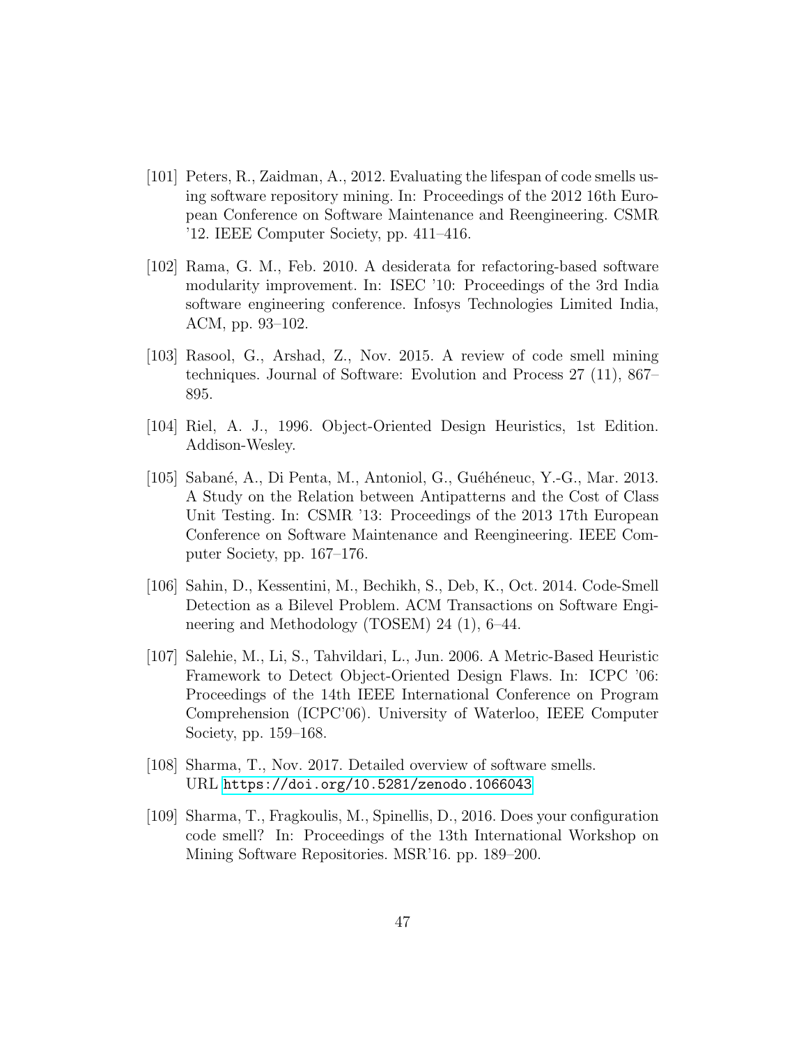[101] Peters, R., Zaidman, A., 2012. Evaluating the lifespan of code smells using software repository mining. In: Proceedings of the 2012 16th European Conference on Software Maintenance and Reengineering. CSMR '12. IEEE Computer Society, pp. 411–416.

[102] Rama, G. M., Feb. 2010. A desiderata for refactoring-based software modularity improvement. In: ISEC '10: Proceedings of the 3rd India software engineering conference. Infosys Technologies Limited India, ACM, pp. 93–102.

[103] Rasool, G., Arshad, Z., Nov. 2015. A review of code smell mining techniques. Journal of Software: Evolution and Process 27 (11), 867–895.

[104] Riel, A. J., 1996. Object-Oriented Design Heuristics, 1st Edition. Addison-Wesley.

[105] Sabané, A., Di Penta, M., Antoniol, G., Guéhéneuc, Y.-G., Mar. 2013. A Study on the Relation between Antipatterns and the Cost of Class Unit Testing. In: CSMR '13: Proceedings of the 2013 17th European Conference on Software Maintenance and Reengineering. IEEE Computer Society, pp. 167–176.

[106] Sahin, D., Kessentini, M., Bechikh, S., Deb, K., Oct. 2014. Code-Smell Detection as a Bilevel Problem. ACM Transactions on Software Engineering and Methodology (TOSEM) 24 (1), 6–44.

[107] Salehie, M., Li, S., Tahvildari, L., Jun. 2006. A Metric-Based Heuristic Framework to Detect Object-Oriented Design Flaws. In: ICPC '06: Proceedings of the 14th IEEE International Conference on Program Comprehension (ICPC'06). University of Waterloo, IEEE Computer Society, pp. 159–168.

[108] Sharma, T., Nov. 2017. Detailed overview of software smells. URL https://doi.org/10.5281/zenodo.1066043

[109] Sharma, T., Fragkoulis, M., Spinellis, D., 2016. Does your configuration code smell? In: Proceedings of the 13th International Workshop on Mining Software Repositories. MSR'16. pp. 189–200.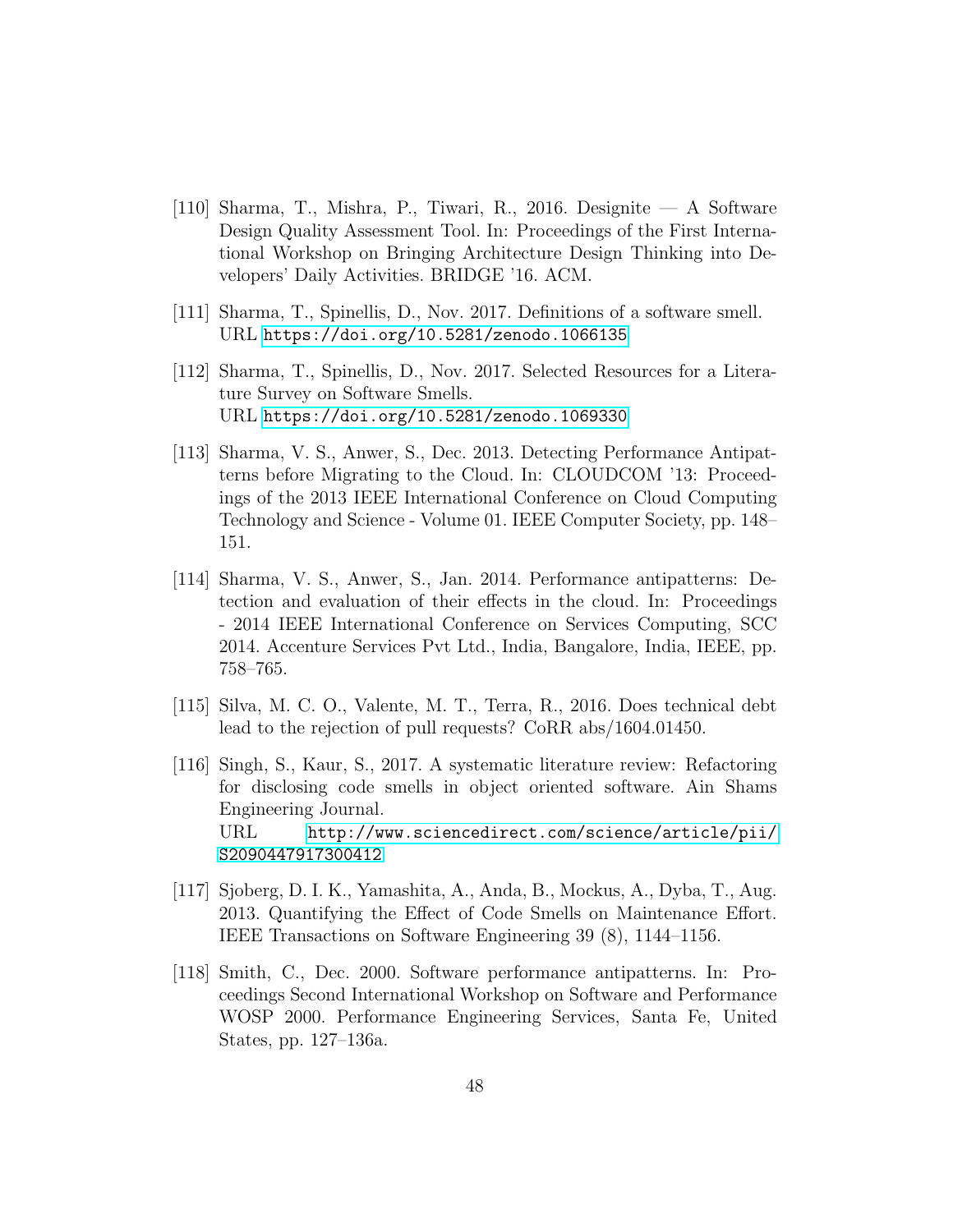[110] Sharma, T., Mishra, P., Tiwari, R., 2016. Designite — A Software Design Quality Assessment Tool. In: Proceedings of the First International Workshop on Bringing Architecture Design Thinking into Developers' Daily Activities. BRIDGE '16. ACM.

[111] Sharma, T., Spinellis, D., Nov. 2017. Definitions of a software smell. URL https://doi.org/10.5281/zenodo.1066135

[112] Sharma, T., Spinellis, D., Nov. 2017. Selected Resources for a Literature Survey on Software Smells. URL https://doi.org/10.5281/zenodo.1069330

[113] Sharma, V. S., Anwer, S., Dec. 2013. Detecting Performance Antipatterns before Migrating to the Cloud. In: CLOUDCOM '13: Proceedings of the 2013 IEEE International Conference on Cloud Computing Technology and Science - Volume 01. IEEE Computer Society, pp. 148–151.

[114] Sharma, V. S., Anwer, S., Jan. 2014. Performance antipatterns: Detection and evaluation of their effects in the cloud. In: Proceedings - 2014 IEEE International Conference on Services Computing, SCC 2014. Accenture Services Pvt Ltd., India, Bangalore, India, IEEE, pp. 758–765.

[115] Silva, M. C. O., Valente, M. T., Terra, R., 2016. Does technical debt lead to the rejection of pull requests? CoRR abs/1604.01450.

[116] Singh, S., Kaur, S., 2017. A systematic literature review: Refactoring for disclosing code smells in object oriented software. Ain Shams Engineering Journal. URL http://www.sciencedirect.com/science/article/pii/S2090447917300412

[117] Sjoberg, D. I. K., Yamashita, A., Anda, B., Mockus, A., Dyba, T., Aug. 2013. Quantifying the Effect of Code Smells on Maintenance Effort. IEEE Transactions on Software Engineering 39 (8), 1144–1156.

[118] Smith, C., Dec. 2000. Software performance antipatterns. In: Proceedings Second International Workshop on Software and Performance WOSP 2000. Performance Engineering Services, Santa Fe, United States, pp. 127–136a.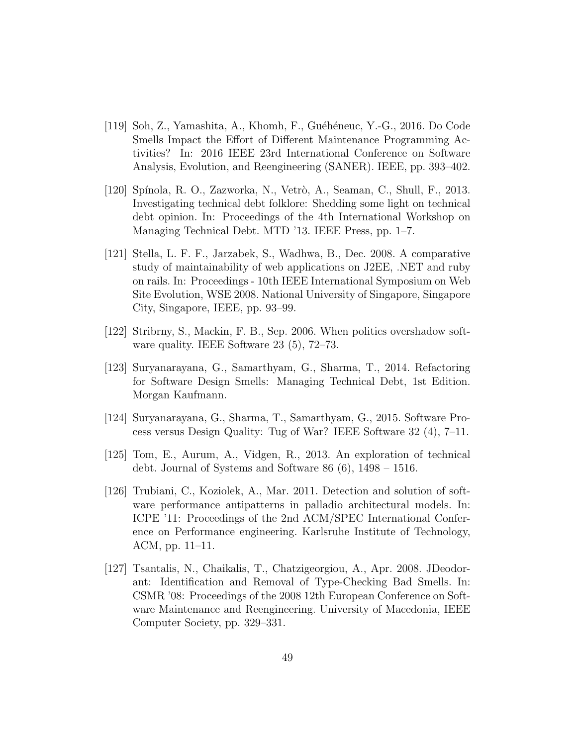[119] Soh, Z., Yamashita, A., Khomh, F., Guéhéneuc, Y.-G., 2016. Do Code Smells Impact the Effort of Different Maintenance Programming Activities? In: 2016 IEEE 23rd International Conference on Software Analysis, Evolution, and Reengineering (SANER). IEEE, pp. 393–402.

[120] Spínola, R. O., Zazworka, N., Vetrò, A., Seaman, C., Shull, F., 2013. Investigating technical debt folklore: Shedding some light on technical debt opinion. In: Proceedings of the 4th International Workshop on Managing Technical Debt. MTD '13. IEEE Press, pp. 1–7.

[121] Stella, L. F. F., Jarzabek, S., Wadhwa, B., Dec. 2008. A comparative study of maintainability of web applications on J2EE, .NET and ruby on rails. In: Proceedings - 10th IEEE International Symposium on Web Site Evolution, WSE 2008. National University of Singapore, Singapore City, Singapore, IEEE, pp. 93–99.

[122] Stribrny, S., Mackin, F. B., Sep. 2006. When politics overshadow software quality. IEEE Software 23 (5), 72–73.

[123] Suryanarayana, G., Samarthyam, G., Sharma, T., 2014. Refactoring for Software Design Smells: Managing Technical Debt, 1st Edition. Morgan Kaufmann.

[124] Suryanarayana, G., Sharma, T., Samarthyam, G., 2015. Software Process versus Design Quality: Tug of War? IEEE Software 32 (4), 7–11.

[125] Tom, E., Aurum, A., Vidgen, R., 2013. An exploration of technical debt. Journal of Systems and Software 86 (6), 1498 – 1516.

[126] Trubiani, C., Koziolek, A., Mar. 2011. Detection and solution of software performance antipatterns in palladio architectural models. In: ICPE '11: Proceedings of the 2nd ACM/SPEC International Conference on Performance engineering. Karlsruhe Institute of Technology, ACM, pp. 11–11.

[127] Tsantalis, N., Chaikalis, T., Chatzigeorgiou, A., Apr. 2008. JDeodorant: Identification and Removal of Type-Checking Bad Smells. In: CSMR '08: Proceedings of the 2008 12th European Conference on Software Maintenance and Reengineering. University of Macedonia, IEEE Computer Society, pp. 329–331.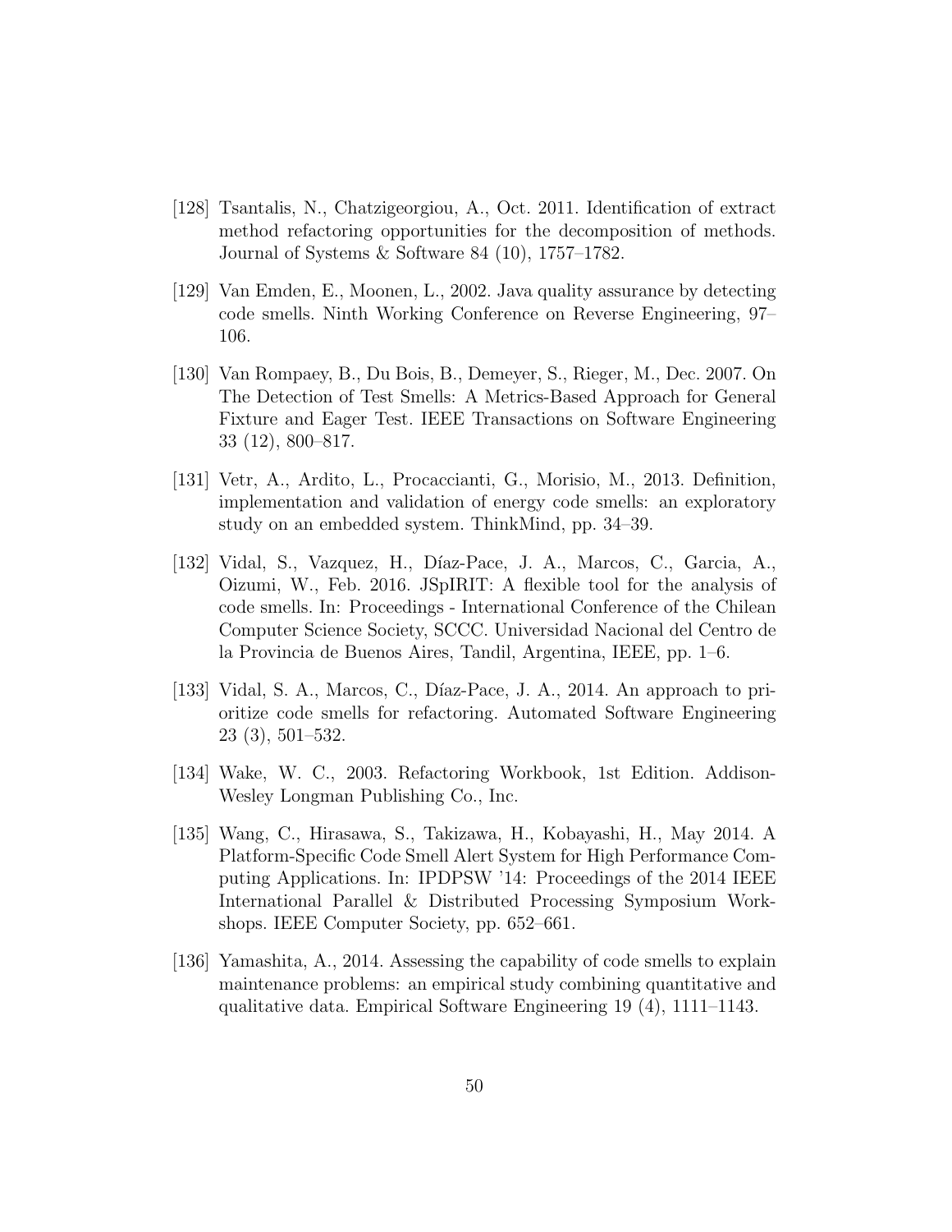[128] Tsantalis, N., Chatzigeorgiou, A., Oct. 2011. Identification of extract method refactoring opportunities for the decomposition of methods. Journal of Systems & Software 84 (10), 1757–1782.

[129] Van Emden, E., Moonen, L., 2002. Java quality assurance by detecting code smells. Ninth Working Conference on Reverse Engineering, 97–106.

[130] Van Rompaey, B., Du Bois, B., Demeyer, S., Rieger, M., Dec. 2007. On The Detection of Test Smells: A Metrics-Based Approach for General Fixture and Eager Test. IEEE Transactions on Software Engineering 33 (12), 800–817.

[131] Vetr, A., Ardito, L., Procaccianti, G., Morisio, M., 2013. Definition, implementation and validation of energy code smells: an exploratory study on an embedded system. ThinkMind, pp. 34–39.

[132] Vidal, S., Vazquez, H., Díaz-Pace, J. A., Marcos, C., Garcia, A., Oizumi, W., Feb. 2016. JSpIRIT: A flexible tool for the analysis of code smells. In: Proceedings - International Conference of the Chilean Computer Science Society, SCCC. Universidad Nacional del Centro de la Provincia de Buenos Aires, Tandil, Argentina, IEEE, pp. 1–6.

[133] Vidal, S. A., Marcos, C., Díaz-Pace, J. A., 2014. An approach to prioritize code smells for refactoring. Automated Software Engineering 23 (3), 501–532.

[134] Wake, W. C., 2003. Refactoring Workbook, 1st Edition. Addison-Wesley Longman Publishing Co., Inc.

[135] Wang, C., Hirasawa, S., Takizawa, H., Kobayashi, H., May 2014. A Platform-Specific Code Smell Alert System for High Performance Computing Applications. In: IPDPSW '14: Proceedings of the 2014 IEEE International Parallel & Distributed Processing Symposium Workshops. IEEE Computer Society, pp. 652–661.

[136] Yamashita, A., 2014. Assessing the capability of code smells to explain maintenance problems: an empirical study combining quantitative and qualitative data. Empirical Software Engineering 19 (4), 1111–1143.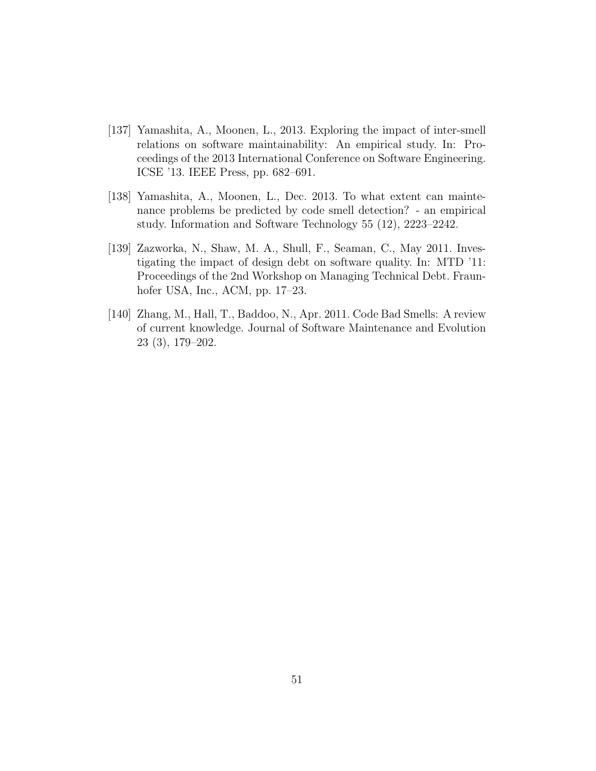[137] Yamashita, A., Moonen, L., 2013. Exploring the impact of inter-smell relations on software maintainability: An empirical study. In: Proceedings of the 2013 International Conference on Software Engineering. ICSE '13. IEEE Press, pp. 682–691.

[138] Yamashita, A., Moonen, L., Dec. 2013. To what extent can maintenance problems be predicted by code smell detection? - an empirical study. Information and Software Technology 55 (12), 2223–2242.

[139] Zazworka, N., Shaw, M. A., Shull, F., Seaman, C., May 2011. Investigating the impact of design debt on software quality. In: MTD '11: Proceedings of the 2nd Workshop on Managing Technical Debt. Fraunhofer USA, Inc., ACM, pp. 17–23.

[140] Zhang, M., Hall, T., Baddoo, N., Apr. 2011. Code Bad Smells: A review of current knowledge. Journal of Software Maintenance and Evolution 23 (3), 179–202.